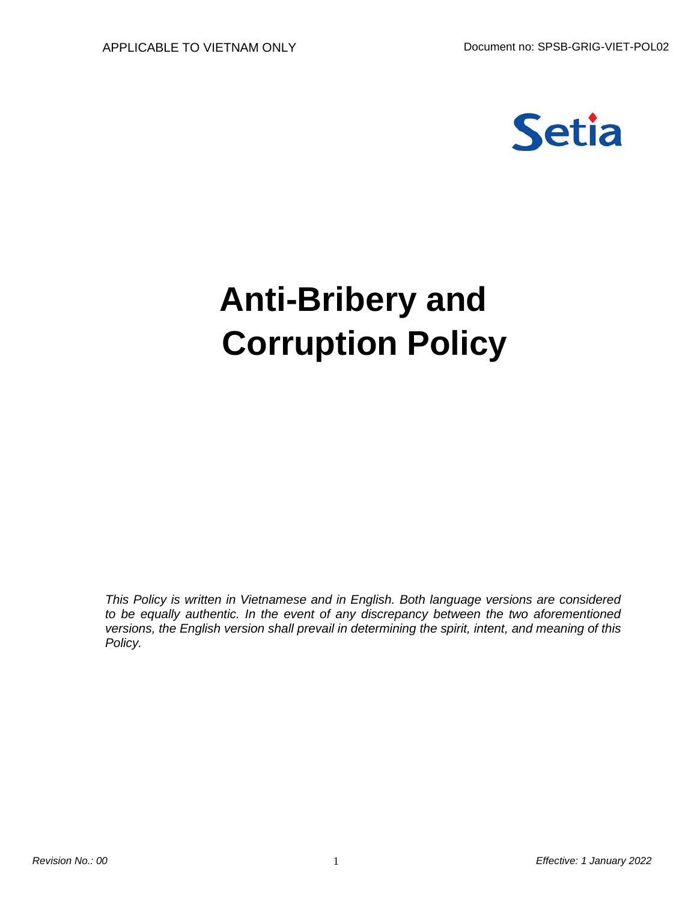APPLICABLE TO VIETNAM ONLY

Document no: SPSB-GRIG-VIET-POL02

Setia

# Anti-Bribery and Corruption Policy

*This Policy is written in Vietnamese and in English. Both language versions are considered to be equally authentic. In the event of any discrepancy between the two aforementioned versions, the English version shall prevail in determining the spirit, intent, and meaning of this Policy.*

*Revision No.: 00*

*Effective: 1 January 2022*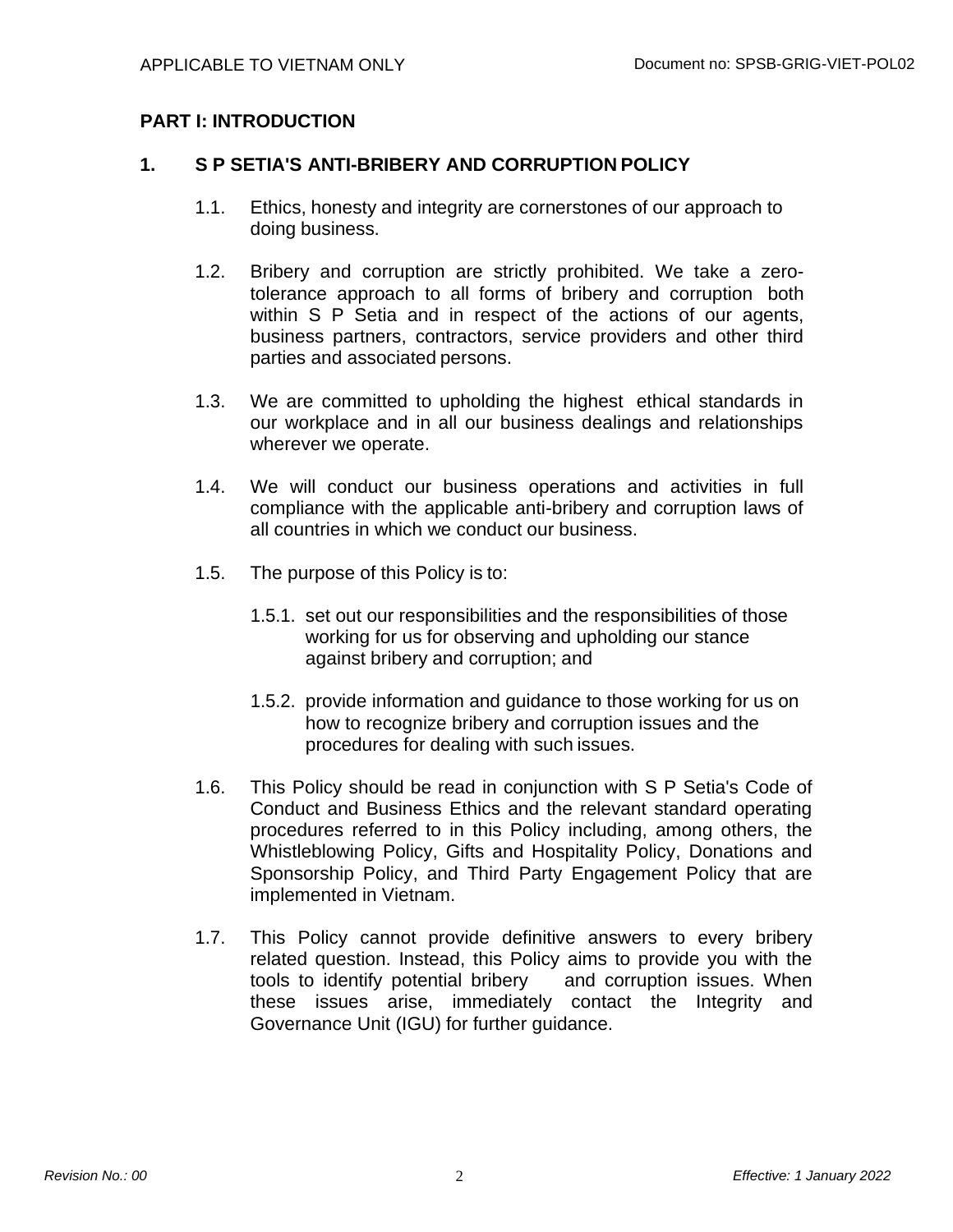# PART I: INTRODUCTION

## 1. S P SETIA'S ANTI-BRIBERY AND CORRUPTION POLICY

1.1. Ethics, honesty and integrity are cornerstones of our approach to doing business.

1.2. Bribery and corruption are strictly prohibited. We take a zero-tolerance approach to all forms of bribery and corruption both within S P Setia and in respect of the actions of our agents, business partners, contractors, service providers and other third parties and associated persons.

1.3. We are committed to upholding the highest ethical standards in our workplace and in all our business dealings and relationships wherever we operate.

1.4. We will conduct our business operations and activities in full compliance with the applicable anti-bribery and corruption laws of all countries in which we conduct our business.

1.5. The purpose of this Policy is to:

1.5.1. set out our responsibilities and the responsibilities of those working for us for observing and upholding our stance against bribery and corruption; and

1.5.2. provide information and guidance to those working for us on how to recognize bribery and corruption issues and the procedures for dealing with such issues.

1.6. This Policy should be read in conjunction with S P Setia's Code of Conduct and Business Ethics and the relevant standard operating procedures referred to in this Policy including, among others, the Whistleblowing Policy, Gifts and Hospitality Policy, Donations and Sponsorship Policy, and Third Party Engagement Policy that are implemented in Vietnam.

1.7. This Policy cannot provide definitive answers to every bribery related question. Instead, this Policy aims to provide you with the tools to identify potential bribery and corruption issues. When these issues arise, immediately contact the Integrity and Governance Unit (IGU) for further guidance.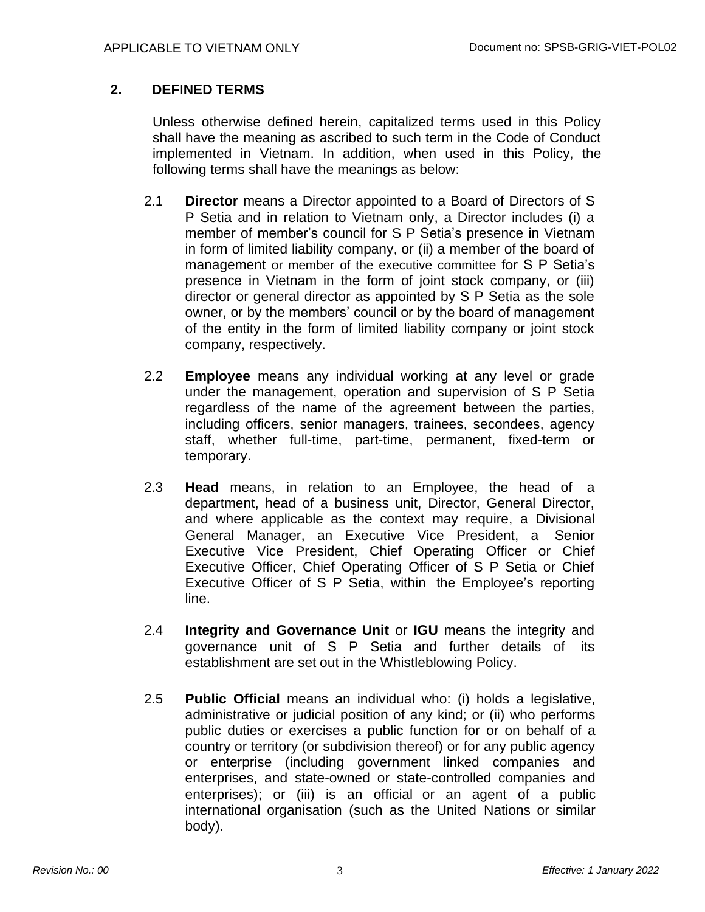## 2. DEFINED TERMS

Unless otherwise defined herein, capitalized terms used in this Policy shall have the meaning as ascribed to such term in the Code of Conduct implemented in Vietnam. In addition, when used in this Policy, the following terms shall have the meanings as below:

2.1 **Director** means a Director appointed to a Board of Directors of S P Setia and in relation to Vietnam only, a Director includes (i) a member of member's council for S P Setia's presence in Vietnam in form of limited liability company, or (ii) a member of the board of management or member of the executive committee for S P Setia's presence in Vietnam in the form of joint stock company, or (iii) director or general director as appointed by S P Setia as the sole owner, or by the members' council or by the board of management of the entity in the form of limited liability company or joint stock company, respectively.

2.2 **Employee** means any individual working at any level or grade under the management, operation and supervision of S P Setia regardless of the name of the agreement between the parties, including officers, senior managers, trainees, secondees, agency staff, whether full-time, part-time, permanent, fixed-term or temporary.

2.3 **Head** means, in relation to an Employee, the head of a department, head of a business unit, Director, General Director, and where applicable as the context may require, a Divisional General Manager, an Executive Vice President, a Senior Executive Vice President, Chief Operating Officer or Chief Executive Officer, Chief Operating Officer of S P Setia or Chief Executive Officer of S P Setia, within the Employee's reporting line.

2.4 **Integrity and Governance Unit** or **IGU** means the integrity and governance unit of S P Setia and further details of its establishment are set out in the Whistleblowing Policy.

2.5 **Public Official** means an individual who: (i) holds a legislative, administrative or judicial position of any kind; or (ii) who performs public duties or exercises a public function for or on behalf of a country or territory (or subdivision thereof) or for any public agency or enterprise (including government linked companies and enterprises, and state-owned or state-controlled companies and enterprises); or (iii) is an official or an agent of a public international organisation (such as the United Nations or similar body).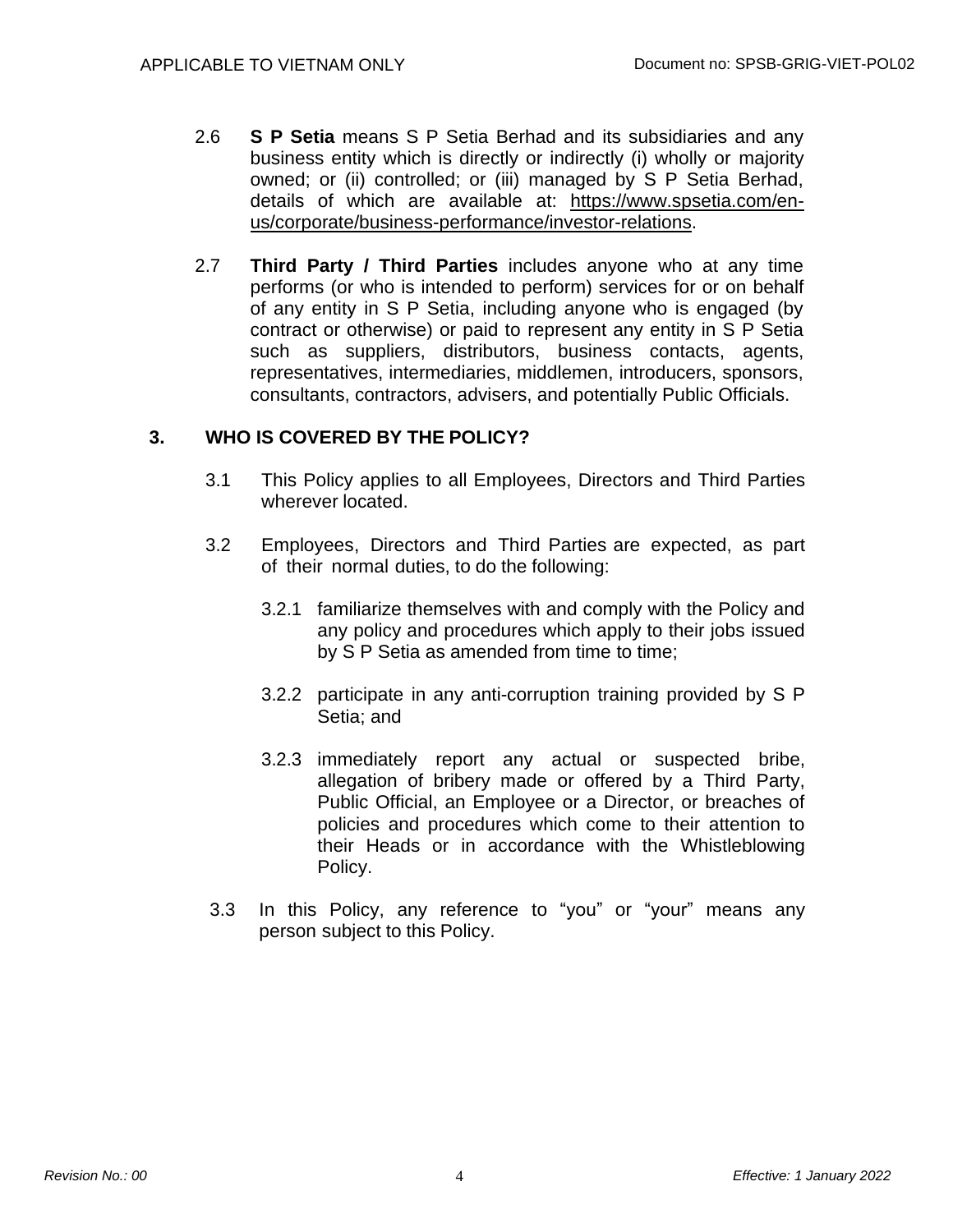2.6 **S P Setia** means S P Setia Berhad and its subsidiaries and any business entity which is directly or indirectly (i) wholly or majority owned; or (ii) controlled; or (iii) managed by S P Setia Berhad, details of which are available at: https://www.spsetia.com/en-us/corporate/business-performance/investor-relations.

2.7 **Third Party / Third Parties** includes anyone who at any time performs (or who is intended to perform) services for or on behalf of any entity in S P Setia, including anyone who is engaged (by contract or otherwise) or paid to represent any entity in S P Setia such as suppliers, distributors, business contacts, agents, representatives, intermediaries, middlemen, introducers, sponsors, consultants, contractors, advisers, and potentially Public Officials.

## 3. WHO IS COVERED BY THE POLICY?

3.1 This Policy applies to all Employees, Directors and Third Parties wherever located.

3.2 Employees, Directors and Third Parties are expected, as part of their normal duties, to do the following:

3.2.1 familiarize themselves with and comply with the Policy and any policy and procedures which apply to their jobs issued by S P Setia as amended from time to time;

3.2.2 participate in any anti-corruption training provided by S P Setia; and

3.2.3 immediately report any actual or suspected bribe, allegation of bribery made or offered by a Third Party, Public Official, an Employee or a Director, or breaches of policies and procedures which come to their attention to their Heads or in accordance with the Whistleblowing Policy.

3.3 In this Policy, any reference to “you” or “your” means any person subject to this Policy.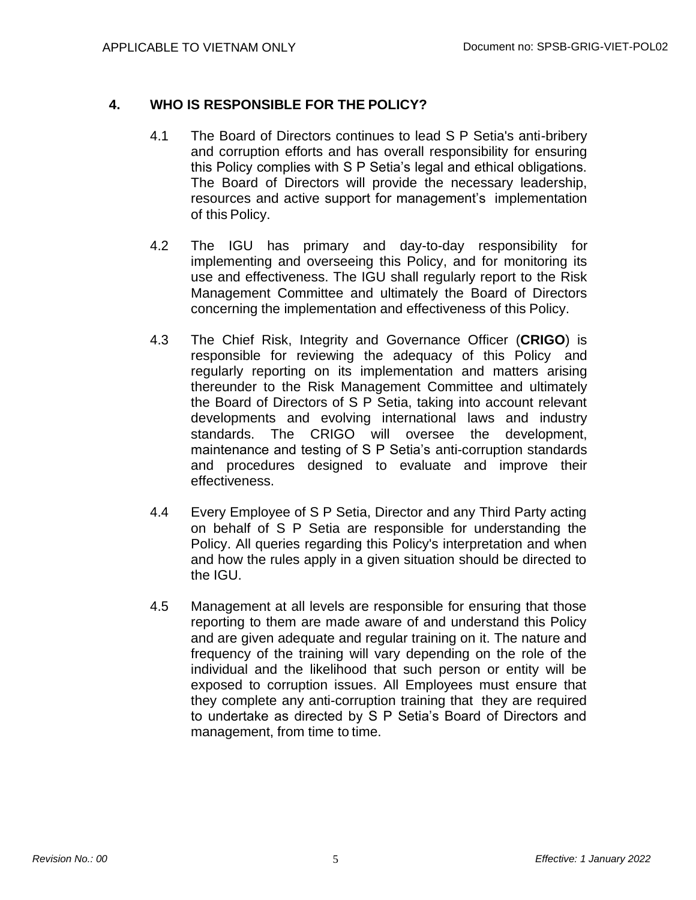## 4. WHO IS RESPONSIBLE FOR THE POLICY?

4.1 The Board of Directors continues to lead S P Setia's anti-bribery and corruption efforts and has overall responsibility for ensuring this Policy complies with S P Setia's legal and ethical obligations. The Board of Directors will provide the necessary leadership, resources and active support for management's implementation of this Policy.

4.2 The IGU has primary and day-to-day responsibility for implementing and overseeing this Policy, and for monitoring its use and effectiveness. The IGU shall regularly report to the Risk Management Committee and ultimately the Board of Directors concerning the implementation and effectiveness of this Policy.

4.3 The Chief Risk, Integrity and Governance Officer (**CRIGO**) is responsible for reviewing the adequacy of this Policy and regularly reporting on its implementation and matters arising thereunder to the Risk Management Committee and ultimately the Board of Directors of S P Setia, taking into account relevant developments and evolving international laws and industry standards. The CRIGO will oversee the development, maintenance and testing of S P Setia's anti-corruption standards and procedures designed to evaluate and improve their effectiveness.

4.4 Every Employee of S P Setia, Director and any Third Party acting on behalf of S P Setia are responsible for understanding the Policy. All queries regarding this Policy's interpretation and when and how the rules apply in a given situation should be directed to the IGU.

4.5 Management at all levels are responsible for ensuring that those reporting to them are made aware of and understand this Policy and are given adequate and regular training on it. The nature and frequency of the training will vary depending on the role of the individual and the likelihood that such person or entity will be exposed to corruption issues. All Employees must ensure that they complete any anti-corruption training that they are required to undertake as directed by S P Setia's Board of Directors and management, from time to time.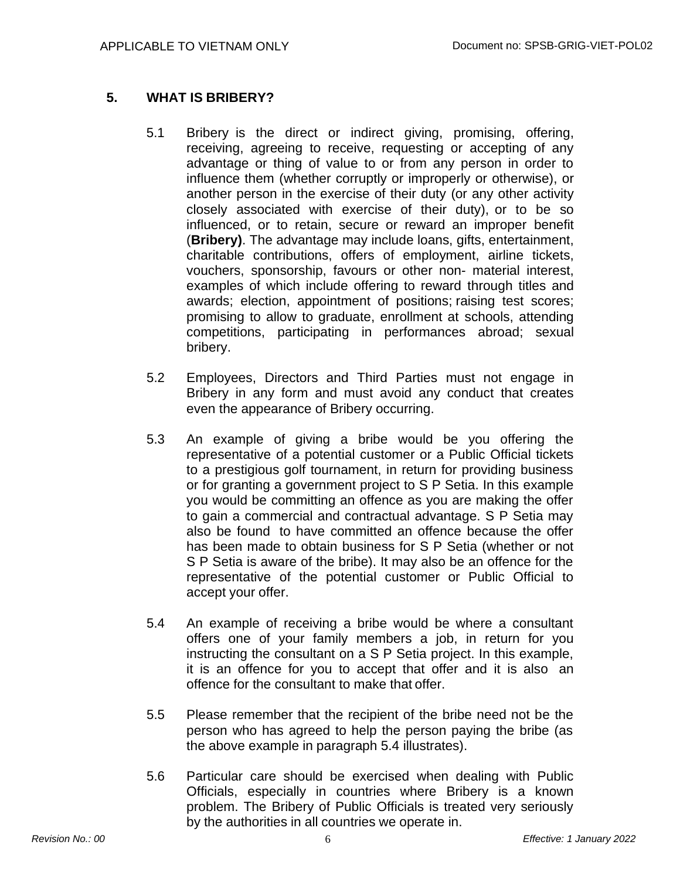## 5. WHAT IS BRIBERY?

5.1 Bribery is the direct or indirect giving, promising, offering, receiving, agreeing to receive, requesting or accepting of any advantage or thing of value to or from any person in order to influence them (whether corruptly or improperly or otherwise), or another person in the exercise of their duty (or any other activity closely associated with exercise of their duty), or to be so influenced, or to retain, secure or reward an improper benefit (**Bribery)**. The advantage may include loans, gifts, entertainment, charitable contributions, offers of employment, airline tickets, vouchers, sponsorship, favours or other non- material interest, examples of which include offering to reward through titles and awards; election, appointment of positions; raising test scores; promising to allow to graduate, enrollment at schools, attending competitions, participating in performances abroad; sexual bribery.

5.2 Employees, Directors and Third Parties must not engage in Bribery in any form and must avoid any conduct that creates even the appearance of Bribery occurring.

5.3 An example of giving a bribe would be you offering the representative of a potential customer or a Public Official tickets to a prestigious golf tournament, in return for providing business or for granting a government project to S P Setia. In this example you would be committing an offence as you are making the offer to gain a commercial and contractual advantage. S P Setia may also be found to have committed an offence because the offer has been made to obtain business for S P Setia (whether or not S P Setia is aware of the bribe). It may also be an offence for the representative of the potential customer or Public Official to accept your offer.

5.4 An example of receiving a bribe would be where a consultant offers one of your family members a job, in return for you instructing the consultant on a S P Setia project. In this example, it is an offence for you to accept that offer and it is also an offence for the consultant to make that offer.

5.5 Please remember that the recipient of the bribe need not be the person who has agreed to help the person paying the bribe (as the above example in paragraph 5.4 illustrates).

5.6 Particular care should be exercised when dealing with Public Officials, especially in countries where Bribery is a known problem. The Bribery of Public Officials is treated very seriously by the authorities in all countries we operate in.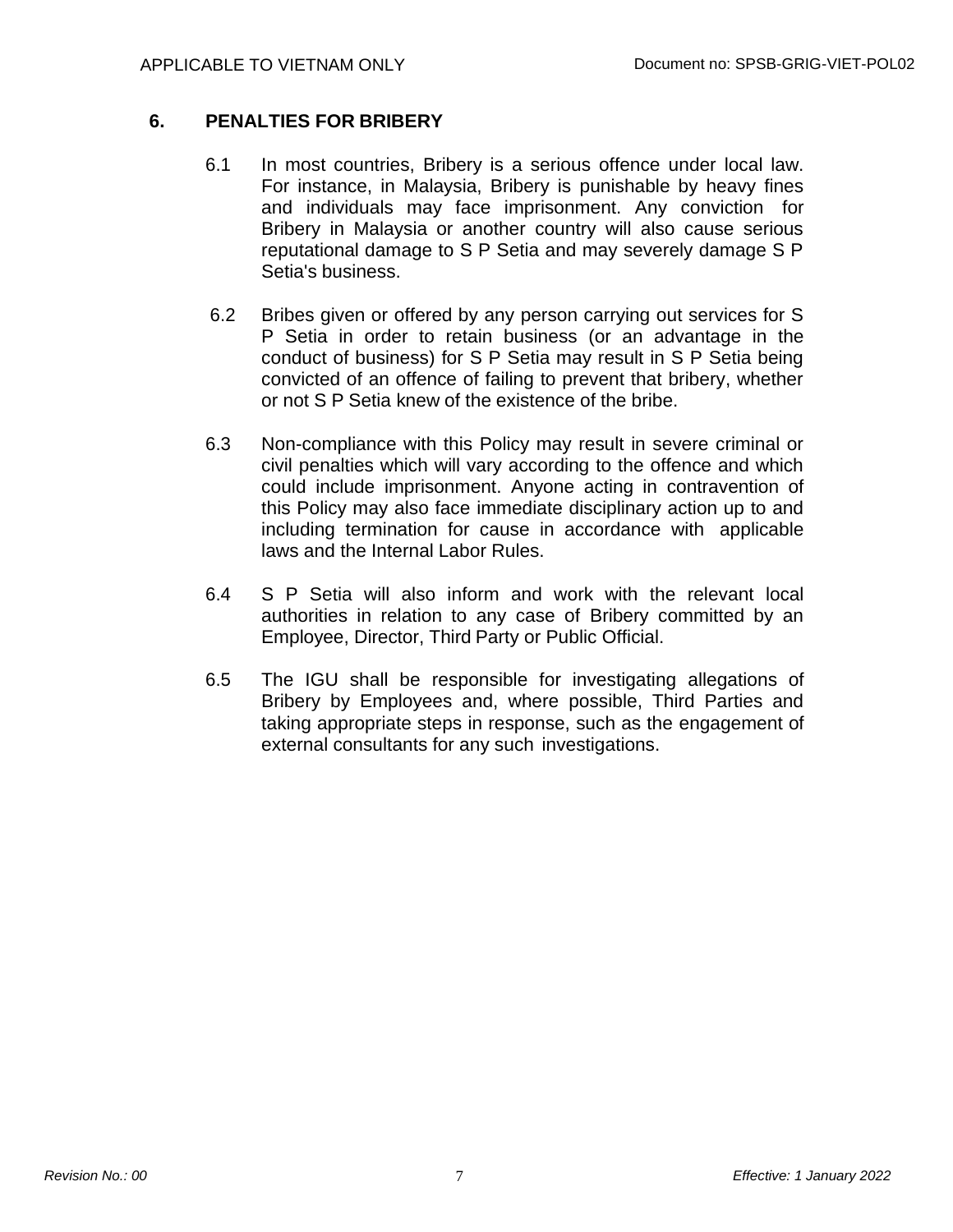## 6. PENALTIES FOR BRIBERY

6.1 In most countries, Bribery is a serious offence under local law. For instance, in Malaysia, Bribery is punishable by heavy fines and individuals may face imprisonment. Any conviction for Bribery in Malaysia or another country will also cause serious reputational damage to S P Setia and may severely damage S P Setia's business.

6.2 Bribes given or offered by any person carrying out services for S P Setia in order to retain business (or an advantage in the conduct of business) for S P Setia may result in S P Setia being convicted of an offence of failing to prevent that bribery, whether or not S P Setia knew of the existence of the bribe.

6.3 Non-compliance with this Policy may result in severe criminal or civil penalties which will vary according to the offence and which could include imprisonment. Anyone acting in contravention of this Policy may also face immediate disciplinary action up to and including termination for cause in accordance with applicable laws and the Internal Labor Rules.

6.4 S P Setia will also inform and work with the relevant local authorities in relation to any case of Bribery committed by an Employee, Director, Third Party or Public Official.

6.5 The IGU shall be responsible for investigating allegations of Bribery by Employees and, where possible, Third Parties and taking appropriate steps in response, such as the engagement of external consultants for any such investigations.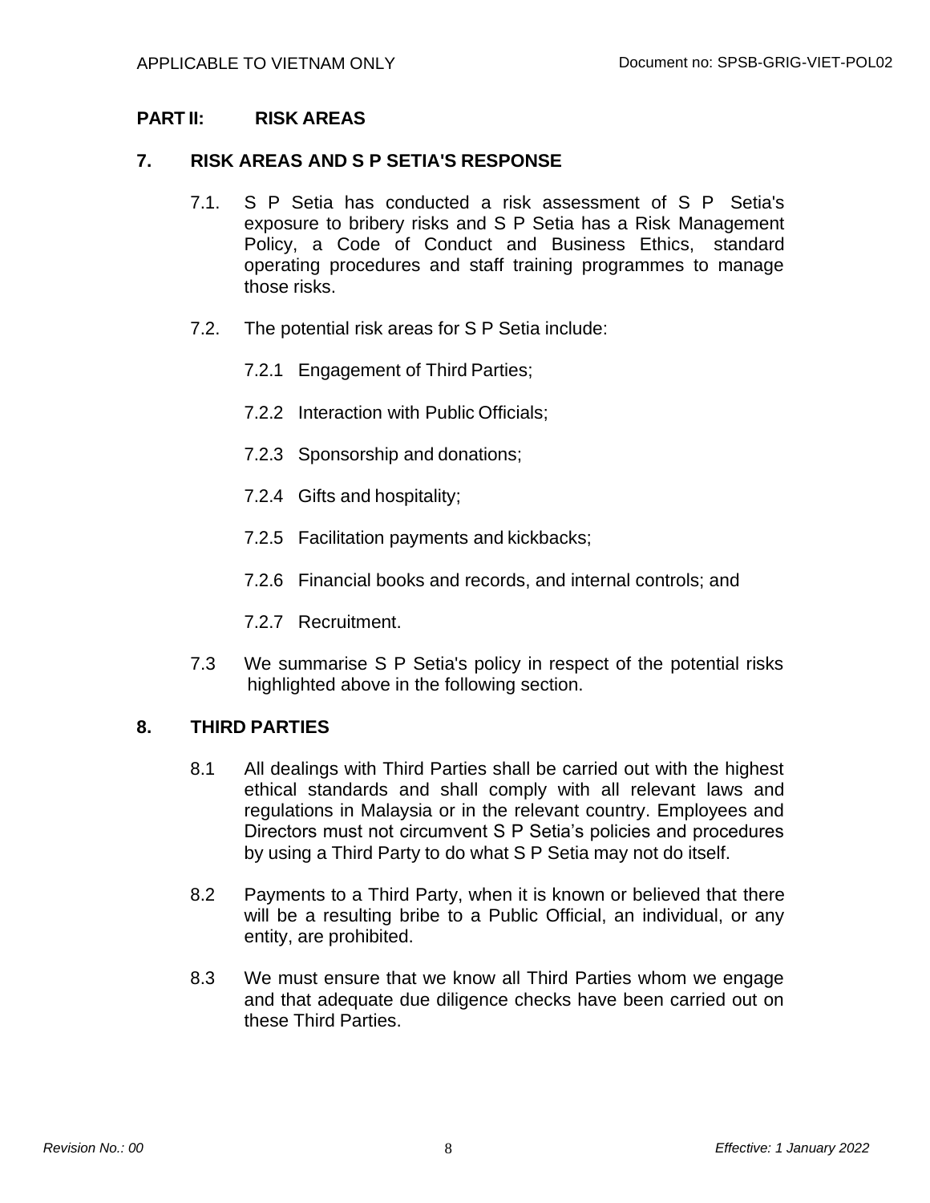## PART II: RISK AREAS

### 7. RISK AREAS AND S P SETIA'S RESPONSE

7.1. S P Setia has conducted a risk assessment of S P Setia's exposure to bribery risks and S P Setia has a Risk Management Policy, a Code of Conduct and Business Ethics, standard operating procedures and staff training programmes to manage those risks.

7.2. The potential risk areas for S P Setia include:

7.2.1 Engagement of Third Parties;

7.2.2 Interaction with Public Officials;

7.2.3 Sponsorship and donations;

7.2.4 Gifts and hospitality;

7.2.5 Facilitation payments and kickbacks;

7.2.6 Financial books and records, and internal controls; and

7.2.7 Recruitment.

7.3 We summarise S P Setia's policy in respect of the potential risks highlighted above in the following section.

### 8. THIRD PARTIES

8.1 All dealings with Third Parties shall be carried out with the highest ethical standards and shall comply with all relevant laws and regulations in Malaysia or in the relevant country. Employees and Directors must not circumvent S P Setia's policies and procedures by using a Third Party to do what S P Setia may not do itself.

8.2 Payments to a Third Party, when it is known or believed that there will be a resulting bribe to a Public Official, an individual, or any entity, are prohibited.

8.3 We must ensure that we know all Third Parties whom we engage and that adequate due diligence checks have been carried out on these Third Parties.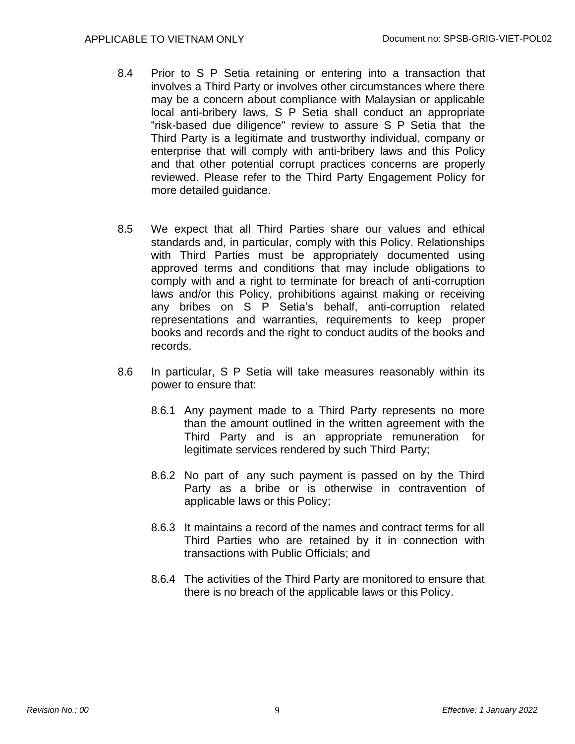8.4 Prior to S P Setia retaining or entering into a transaction that involves a Third Party or involves other circumstances where there may be a concern about compliance with Malaysian or applicable local anti-bribery laws, S P Setia shall conduct an appropriate "risk-based due diligence" review to assure S P Setia that the Third Party is a legitimate and trustworthy individual, company or enterprise that will comply with anti-bribery laws and this Policy and that other potential corrupt practices concerns are properly reviewed. Please refer to the Third Party Engagement Policy for more detailed guidance.

8.5 We expect that all Third Parties share our values and ethical standards and, in particular, comply with this Policy. Relationships with Third Parties must be appropriately documented using approved terms and conditions that may include obligations to comply with and a right to terminate for breach of anti-corruption laws and/or this Policy, prohibitions against making or receiving any bribes on S P Setia's behalf, anti-corruption related representations and warranties, requirements to keep proper books and records and the right to conduct audits of the books and records.

8.6 In particular, S P Setia will take measures reasonably within its power to ensure that:

8.6.1 Any payment made to a Third Party represents no more than the amount outlined in the written agreement with the Third Party and is an appropriate remuneration for legitimate services rendered by such Third Party;

8.6.2 No part of any such payment is passed on by the Third Party as a bribe or is otherwise in contravention of applicable laws or this Policy;

8.6.3 It maintains a record of the names and contract terms for all Third Parties who are retained by it in connection with transactions with Public Officials; and

8.6.4 The activities of the Third Party are monitored to ensure that there is no breach of the applicable laws or this Policy.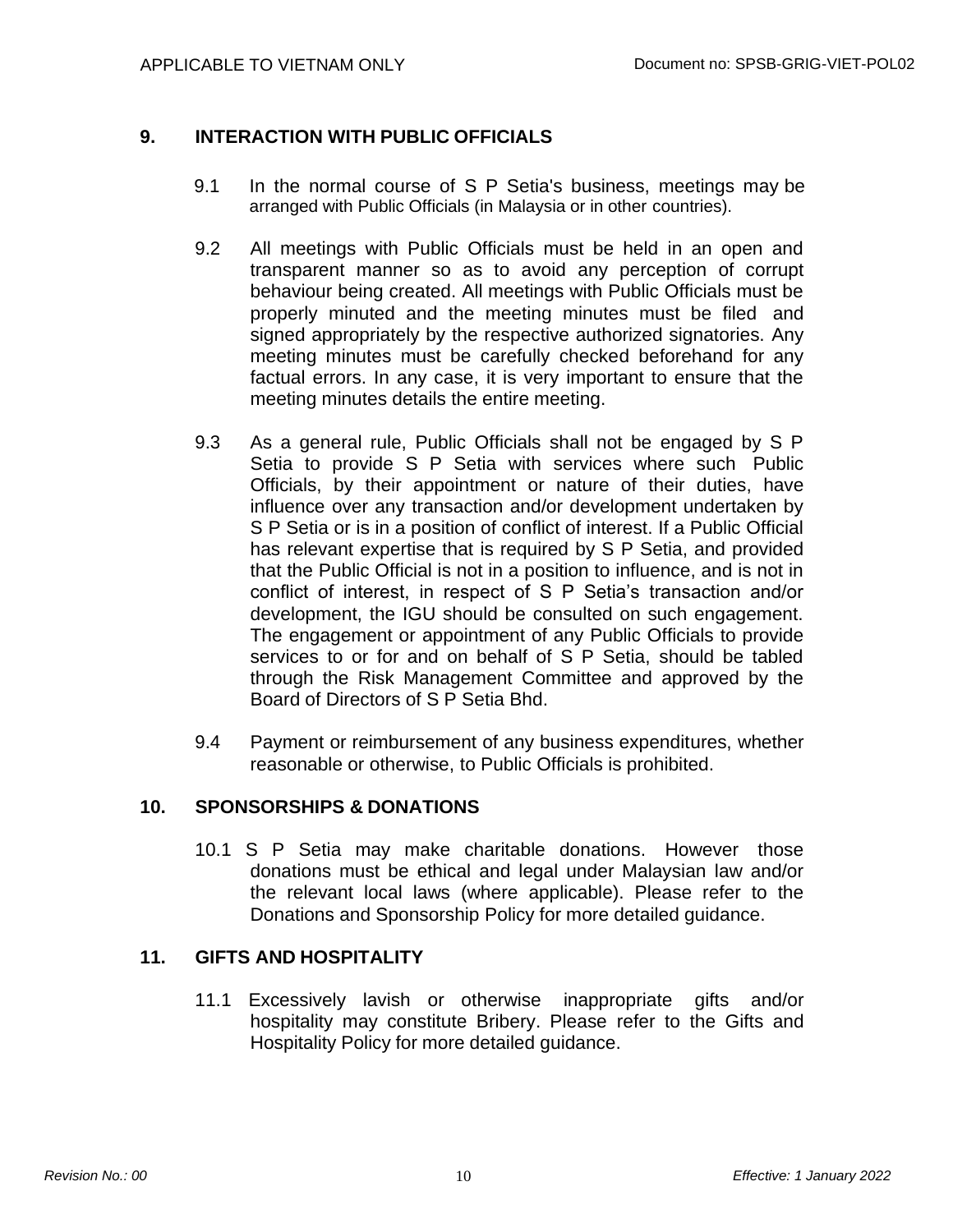## 9. INTERACTION WITH PUBLIC OFFICIALS

9.1 In the normal course of S P Setia's business, meetings may be arranged with Public Officials (in Malaysia or in other countries).

9.2 All meetings with Public Officials must be held in an open and transparent manner so as to avoid any perception of corrupt behaviour being created. All meetings with Public Officials must be properly minuted and the meeting minutes must be filed and signed appropriately by the respective authorized signatories. Any meeting minutes must be carefully checked beforehand for any factual errors. In any case, it is very important to ensure that the meeting minutes details the entire meeting.

9.3 As a general rule, Public Officials shall not be engaged by S P Setia to provide S P Setia with services where such Public Officials, by their appointment or nature of their duties, have influence over any transaction and/or development undertaken by S P Setia or is in a position of conflict of interest. If a Public Official has relevant expertise that is required by S P Setia, and provided that the Public Official is not in a position to influence, and is not in conflict of interest, in respect of S P Setia's transaction and/or development, the IGU should be consulted on such engagement. The engagement or appointment of any Public Officials to provide services to or for and on behalf of S P Setia, should be tabled through the Risk Management Committee and approved by the Board of Directors of S P Setia Bhd.

9.4 Payment or reimbursement of any business expenditures, whether reasonable or otherwise, to Public Officials is prohibited.

## 10. SPONSORSHIPS & DONATIONS

10.1 S P Setia may make charitable donations. However those donations must be ethical and legal under Malaysian law and/or the relevant local laws (where applicable). Please refer to the Donations and Sponsorship Policy for more detailed guidance.

## 11. GIFTS AND HOSPITALITY

11.1 Excessively lavish or otherwise inappropriate gifts and/or hospitality may constitute Bribery. Please refer to the Gifts and Hospitality Policy for more detailed guidance.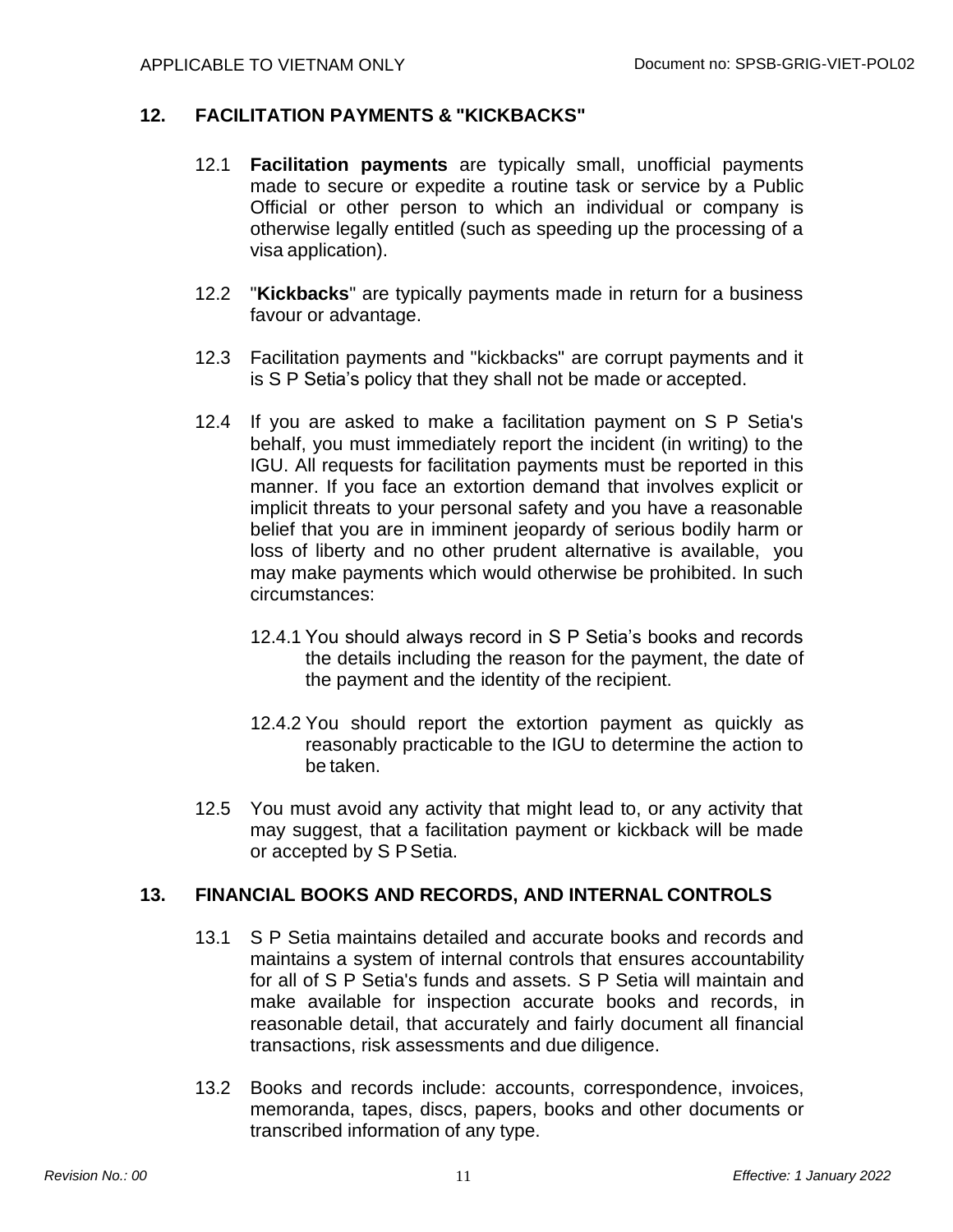## 12. FACILITATION PAYMENTS & "KICKBACKS"

12.1 **Facilitation payments** are typically small, unofficial payments made to secure or expedite a routine task or service by a Public Official or other person to which an individual or company is otherwise legally entitled (such as speeding up the processing of a visa application).

12.2 "**Kickbacks**" are typically payments made in return for a business favour or advantage.

12.3 Facilitation payments and "kickbacks" are corrupt payments and it is S P Setia's policy that they shall not be made or accepted.

12.4 If you are asked to make a facilitation payment on S P Setia's behalf, you must immediately report the incident (in writing) to the IGU. All requests for facilitation payments must be reported in this manner. If you face an extortion demand that involves explicit or implicit threats to your personal safety and you have a reasonable belief that you are in imminent jeopardy of serious bodily harm or loss of liberty and no other prudent alternative is available, you may make payments which would otherwise be prohibited. In such circumstances:

12.4.1 You should always record in S P Setia's books and records the details including the reason for the payment, the date of the payment and the identity of the recipient.

12.4.2 You should report the extortion payment as quickly as reasonably practicable to the IGU to determine the action to be taken.

12.5 You must avoid any activity that might lead to, or any activity that may suggest, that a facilitation payment or kickback will be made or accepted by S P Setia.

## 13. FINANCIAL BOOKS AND RECORDS, AND INTERNAL CONTROLS

13.1 S P Setia maintains detailed and accurate books and records and maintains a system of internal controls that ensures accountability for all of S P Setia's funds and assets. S P Setia will maintain and make available for inspection accurate books and records, in reasonable detail, that accurately and fairly document all financial transactions, risk assessments and due diligence.

13.2 Books and records include: accounts, correspondence, invoices, memoranda, tapes, discs, papers, books and other documents or transcribed information of any type.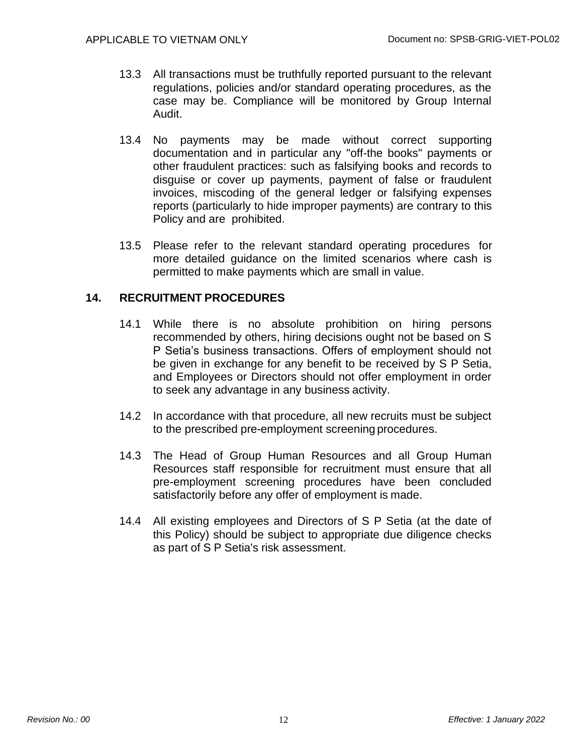13.3 All transactions must be truthfully reported pursuant to the relevant regulations, policies and/or standard operating procedures, as the case may be. Compliance will be monitored by Group Internal Audit.

13.4 No payments may be made without correct supporting documentation and in particular any "off-the books" payments or other fraudulent practices: such as falsifying books and records to disguise or cover up payments, payment of false or fraudulent invoices, miscoding of the general ledger or falsifying expenses reports (particularly to hide improper payments) are contrary to this Policy and are prohibited.

13.5 Please refer to the relevant standard operating procedures for more detailed guidance on the limited scenarios where cash is permitted to make payments which are small in value.

## 14. RECRUITMENT PROCEDURES

14.1 While there is no absolute prohibition on hiring persons recommended by others, hiring decisions ought not be based on S P Setia's business transactions. Offers of employment should not be given in exchange for any benefit to be received by S P Setia, and Employees or Directors should not offer employment in order to seek any advantage in any business activity.

14.2 In accordance with that procedure, all new recruits must be subject to the prescribed pre-employment screening procedures.

14.3 The Head of Group Human Resources and all Group Human Resources staff responsible for recruitment must ensure that all pre-employment screening procedures have been concluded satisfactorily before any offer of employment is made.

14.4 All existing employees and Directors of S P Setia (at the date of this Policy) should be subject to appropriate due diligence checks as part of S P Setia's risk assessment.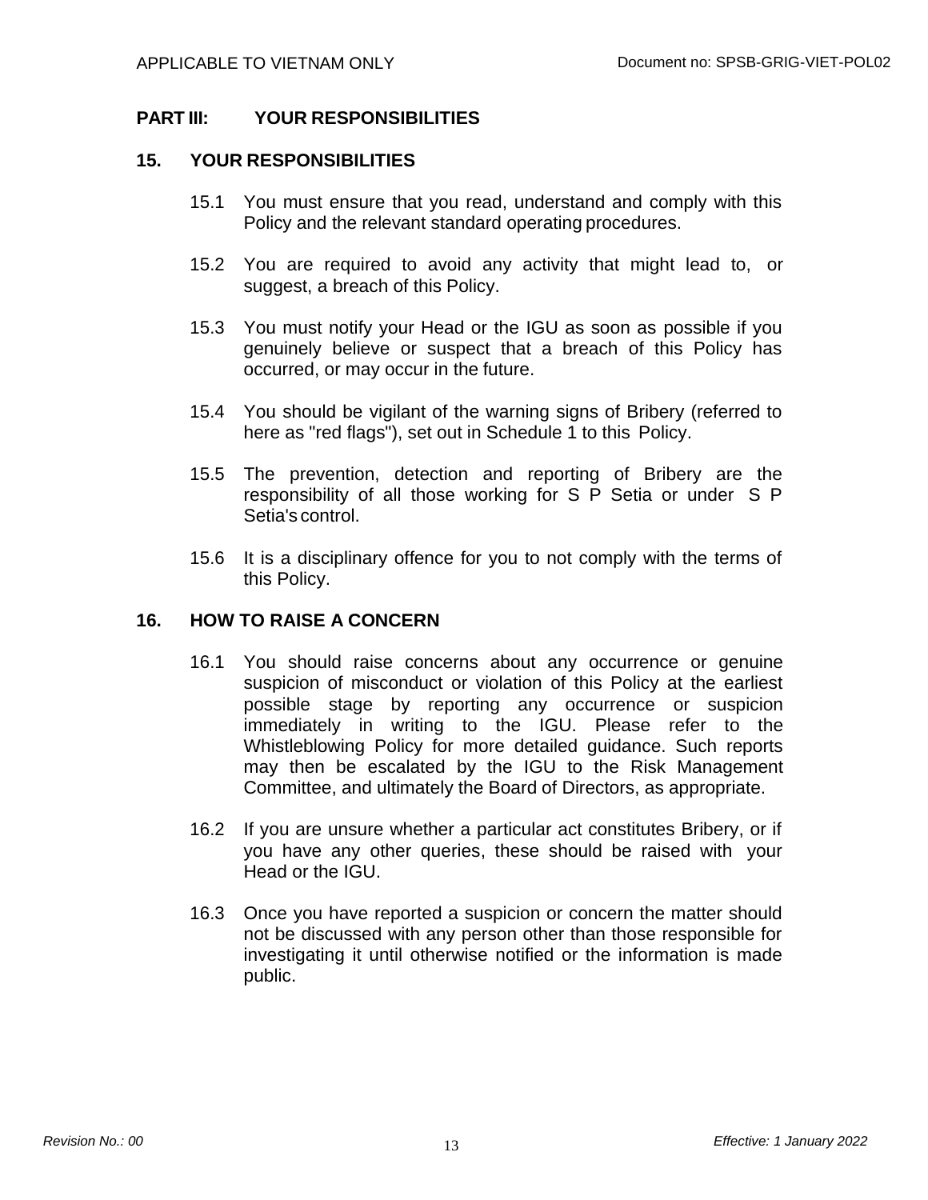## PART III: YOUR RESPONSIBILITIES

### 15. YOUR RESPONSIBILITIES

15.1 You must ensure that you read, understand and comply with this Policy and the relevant standard operating procedures.

15.2 You are required to avoid any activity that might lead to, or suggest, a breach of this Policy.

15.3 You must notify your Head or the IGU as soon as possible if you genuinely believe or suspect that a breach of this Policy has occurred, or may occur in the future.

15.4 You should be vigilant of the warning signs of Bribery (referred to here as "red flags"), set out in Schedule 1 to this Policy.

15.5 The prevention, detection and reporting of Bribery are the responsibility of all those working for S P Setia or under S P Setia's control.

15.6 It is a disciplinary offence for you to not comply with the terms of this Policy.

### 16. HOW TO RAISE A CONCERN

16.1 You should raise concerns about any occurrence or genuine suspicion of misconduct or violation of this Policy at the earliest possible stage by reporting any occurrence or suspicion immediately in writing to the IGU. Please refer to the Whistleblowing Policy for more detailed guidance. Such reports may then be escalated by the IGU to the Risk Management Committee, and ultimately the Board of Directors, as appropriate.

16.2 If you are unsure whether a particular act constitutes Bribery, or if you have any other queries, these should be raised with your Head or the IGU.

16.3 Once you have reported a suspicion or concern the matter should not be discussed with any person other than those responsible for investigating it until otherwise notified or the information is made public.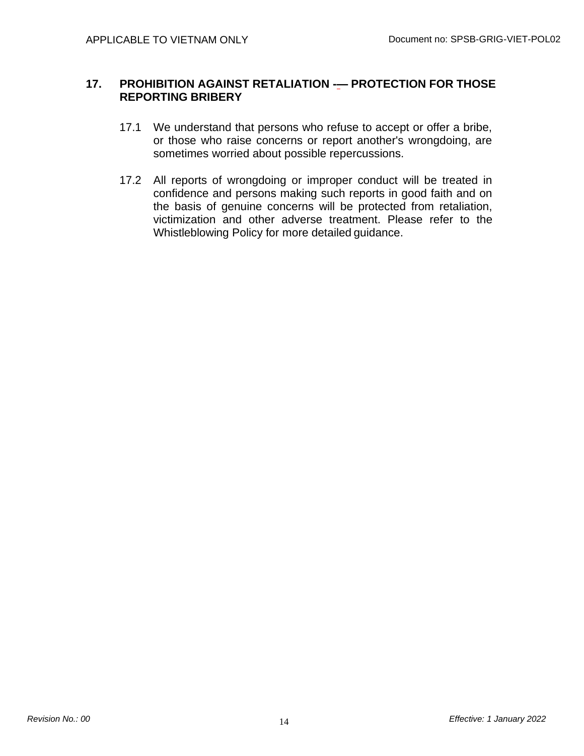## 17. PROHIBITION AGAINST RETALIATION -— PROTECTION FOR THOSE REPORTING BRIBERY

17.1 We understand that persons who refuse to accept or offer a bribe, or those who raise concerns or report another's wrongdoing, are sometimes worried about possible repercussions.

17.2 All reports of wrongdoing or improper conduct will be treated in confidence and persons making such reports in good faith and on the basis of genuine concerns will be protected from retaliation, victimization and other adverse treatment. Please refer to the Whistleblowing Policy for more detailed guidance.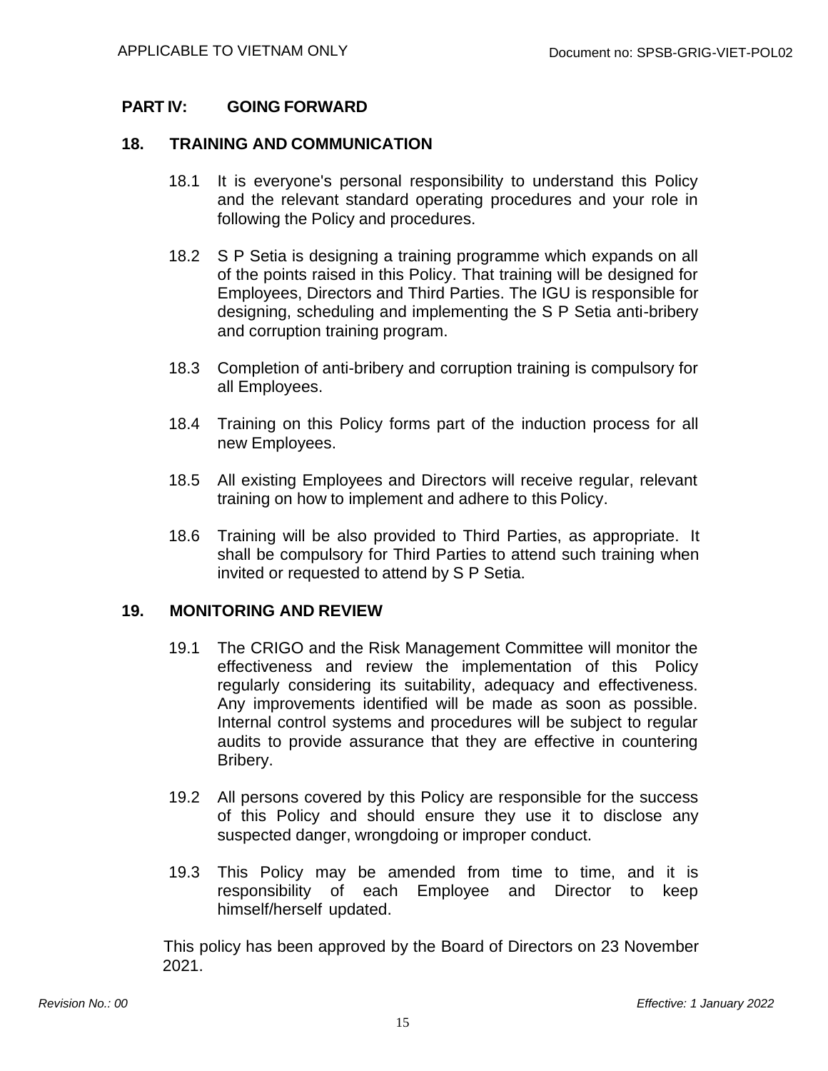## PART IV: GOING FORWARD

### 18. TRAINING AND COMMUNICATION

18.1 It is everyone's personal responsibility to understand this Policy and the relevant standard operating procedures and your role in following the Policy and procedures.

18.2 S P Setia is designing a training programme which expands on all of the points raised in this Policy. That training will be designed for Employees, Directors and Third Parties. The IGU is responsible for designing, scheduling and implementing the S P Setia anti-bribery and corruption training program.

18.3 Completion of anti-bribery and corruption training is compulsory for all Employees.

18.4 Training on this Policy forms part of the induction process for all new Employees.

18.5 All existing Employees and Directors will receive regular, relevant training on how to implement and adhere to this Policy.

18.6 Training will be also provided to Third Parties, as appropriate. It shall be compulsory for Third Parties to attend such training when invited or requested to attend by S P Setia.

### 19. MONITORING AND REVIEW

19.1 The CRIGO and the Risk Management Committee will monitor the effectiveness and review the implementation of this Policy regularly considering its suitability, adequacy and effectiveness. Any improvements identified will be made as soon as possible. Internal control systems and procedures will be subject to regular audits to provide assurance that they are effective in countering Bribery.

19.2 All persons covered by this Policy are responsible for the success of this Policy and should ensure they use it to disclose any suspected danger, wrongdoing or improper conduct.

19.3 This Policy may be amended from time to time, and it is responsibility of each Employee and Director to keep himself/herself updated.

This policy has been approved by the Board of Directors on 23 November 2021.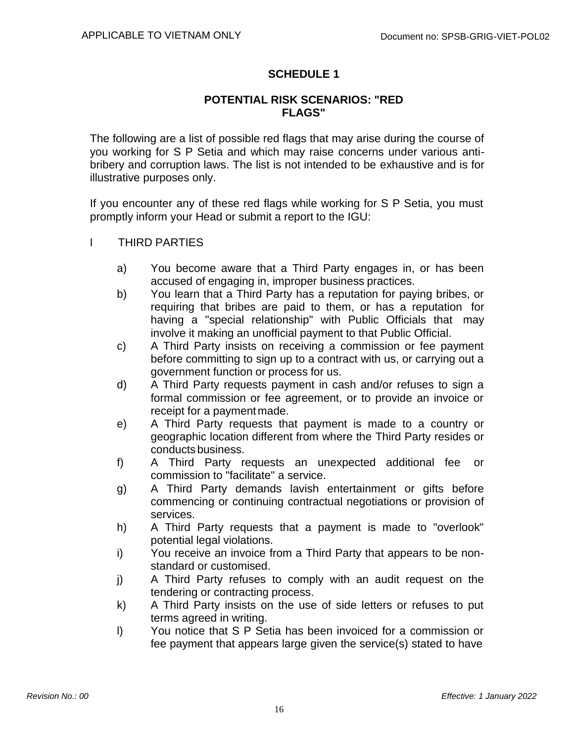## SCHEDULE 1

### POTENTIAL RISK SCENARIOS: "RED FLAGS"

The following are a list of possible red flags that may arise during the course of you working for S P Setia and which may raise concerns under various anti-bribery and corruption laws. The list is not intended to be exhaustive and is for illustrative purposes only.

If you encounter any of these red flags while working for S P Setia, you must promptly inform your Head or submit a report to the IGU:

I THIRD PARTIES

a) You become aware that a Third Party engages in, or has been accused of engaging in, improper business practices.

b) You learn that a Third Party has a reputation for paying bribes, or requiring that bribes are paid to them, or has a reputation for having a "special relationship" with Public Officials that may involve it making an unofficial payment to that Public Official.

c) A Third Party insists on receiving a commission or fee payment before committing to sign up to a contract with us, or carrying out a government function or process for us.

d) A Third Party requests payment in cash and/or refuses to sign a formal commission or fee agreement, or to provide an invoice or receipt for a payment made.

e) A Third Party requests that payment is made to a country or geographic location different from where the Third Party resides or conducts business.

f) A Third Party requests an unexpected additional fee or commission to "facilitate" a service.

g) A Third Party demands lavish entertainment or gifts before commencing or continuing contractual negotiations or provision of services.

h) A Third Party requests that a payment is made to "overlook" potential legal violations.

i) You receive an invoice from a Third Party that appears to be non-standard or customised.

j) A Third Party refuses to comply with an audit request on the tendering or contracting process.

k) A Third Party insists on the use of side letters or refuses to put terms agreed in writing.

l) You notice that S P Setia has been invoiced for a commission or fee payment that appears large given the service(s) stated to have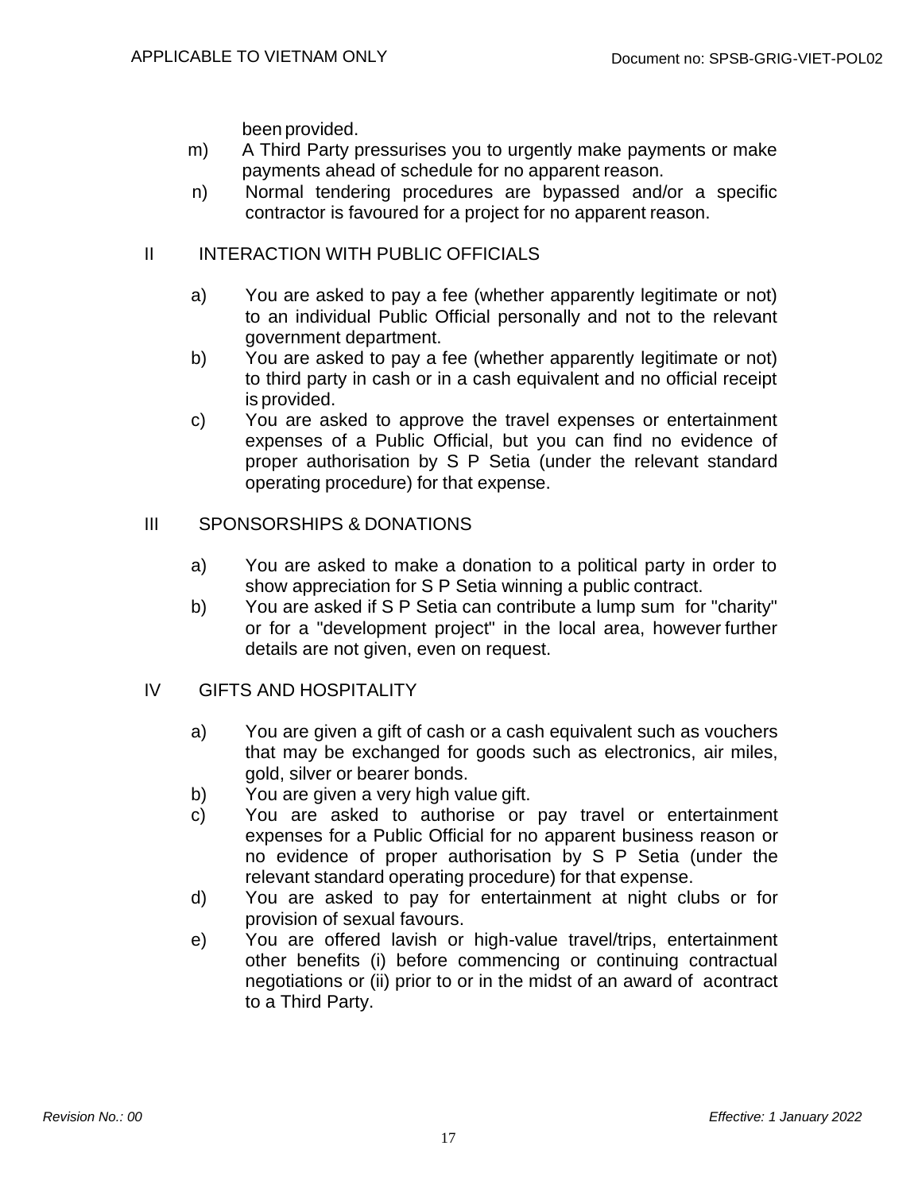been provided.

m) A Third Party pressurises you to urgently make payments or make payments ahead of schedule for no apparent reason.

n) Normal tendering procedures are bypassed and/or a specific contractor is favoured for a project for no apparent reason.

## II INTERACTION WITH PUBLIC OFFICIALS

a) You are asked to pay a fee (whether apparently legitimate or not) to an individual Public Official personally and not to the relevant government department.

b) You are asked to pay a fee (whether apparently legitimate or not) to third party in cash or in a cash equivalent and no official receipt is provided.

c) You are asked to approve the travel expenses or entertainment expenses of a Public Official, but you can find no evidence of proper authorisation by S P Setia (under the relevant standard operating procedure) for that expense.

## III SPONSORSHIPS & DONATIONS

a) You are asked to make a donation to a political party in order to show appreciation for S P Setia winning a public contract.

b) You are asked if S P Setia can contribute a lump sum for "charity" or for a "development project" in the local area, however further details are not given, even on request.

## IV GIFTS AND HOSPITALITY

a) You are given a gift of cash or a cash equivalent such as vouchers that may be exchanged for goods such as electronics, air miles, gold, silver or bearer bonds.

b) You are given a very high value gift.

c) You are asked to authorise or pay travel or entertainment expenses for a Public Official for no apparent business reason or no evidence of proper authorisation by S P Setia (under the relevant standard operating procedure) for that expense.

d) You are asked to pay for entertainment at night clubs or for provision of sexual favours.

e) You are offered lavish or high-value travel/trips, entertainment other benefits (i) before commencing or continuing contractual negotiations or (ii) prior to or in the midst of an award of acontract to a Third Party.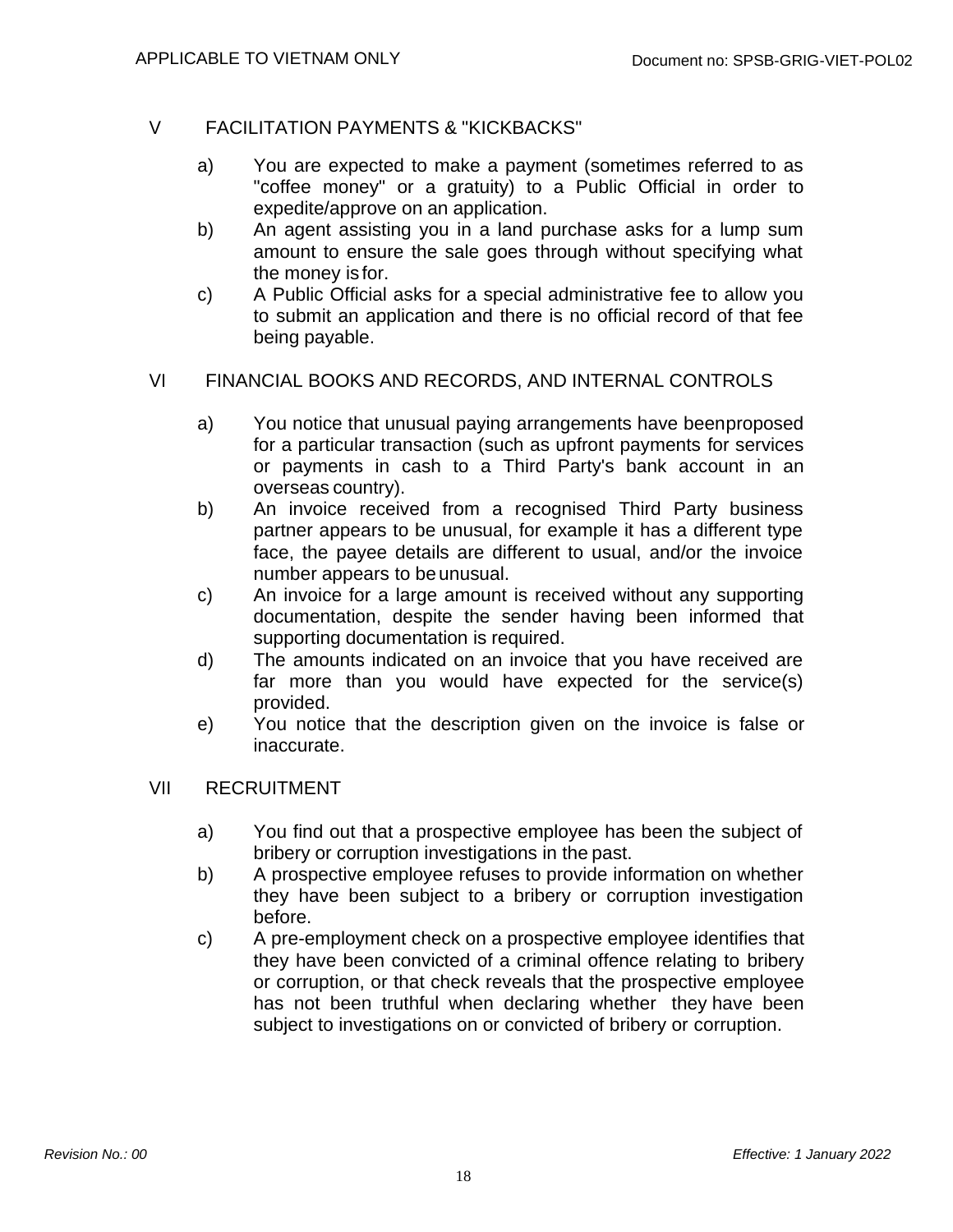## V FACILITATION PAYMENTS & "KICKBACKS"

a) You are expected to make a payment (sometimes referred to as "coffee money" or a gratuity) to a Public Official in order to expedite/approve on an application.

b) An agent assisting you in a land purchase asks for a lump sum amount to ensure the sale goes through without specifying what the money is for.

c) A Public Official asks for a special administrative fee to allow you to submit an application and there is no official record of that fee being payable.

## VI FINANCIAL BOOKS AND RECORDS, AND INTERNAL CONTROLS

a) You notice that unusual paying arrangements have been proposed for a particular transaction (such as upfront payments for services or payments in cash to a Third Party's bank account in an overseas country).

b) An invoice received from a recognised Third Party business partner appears to be unusual, for example it has a different type face, the payee details are different to usual, and/or the invoice number appears to be unusual.

c) An invoice for a large amount is received without any supporting documentation, despite the sender having been informed that supporting documentation is required.

d) The amounts indicated on an invoice that you have received are far more than you would have expected for the service(s) provided.

e) You notice that the description given on the invoice is false or inaccurate.

## VII RECRUITMENT

a) You find out that a prospective employee has been the subject of bribery or corruption investigations in the past.

b) A prospective employee refuses to provide information on whether they have been subject to a bribery or corruption investigation before.

c) A pre-employment check on a prospective employee identifies that they have been convicted of a criminal offence relating to bribery or corruption, or that check reveals that the prospective employee has not been truthful when declaring whether they have been subject to investigations on or convicted of bribery or corruption.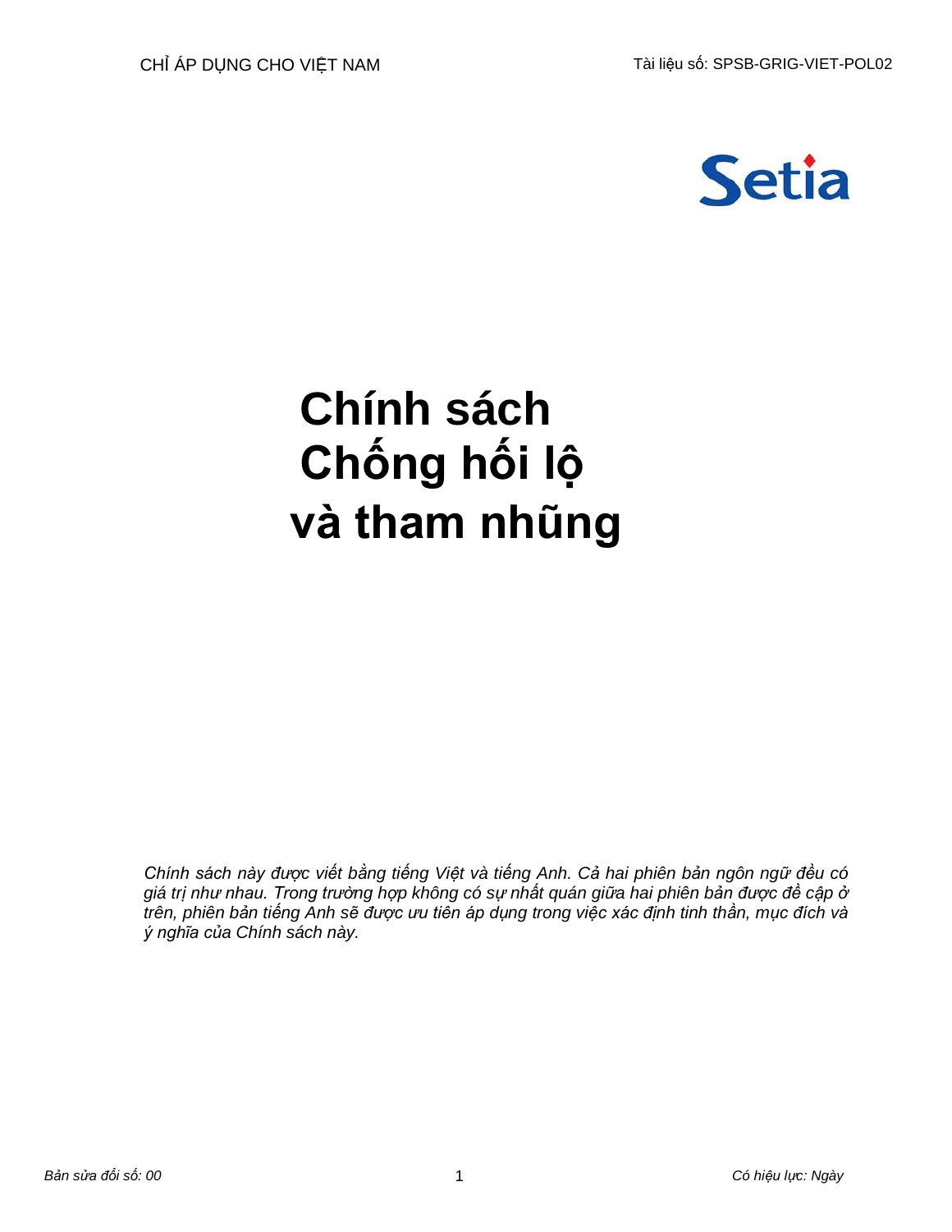# Chính sách Chống hối lộ và tham nhũng

*Chính sách này được viết bằng tiếng Việt và tiếng Anh. Cả hai phiên bản ngôn ngữ đều có giá trị như nhau. Trong trường hợp không có sự nhất quán giữa hai phiên bản được đề cập ở trên, phiên bản tiếng Anh sẽ được ưu tiên áp dụng trong việc xác định tinh thần, mục đích và ý nghĩa của Chính sách này.*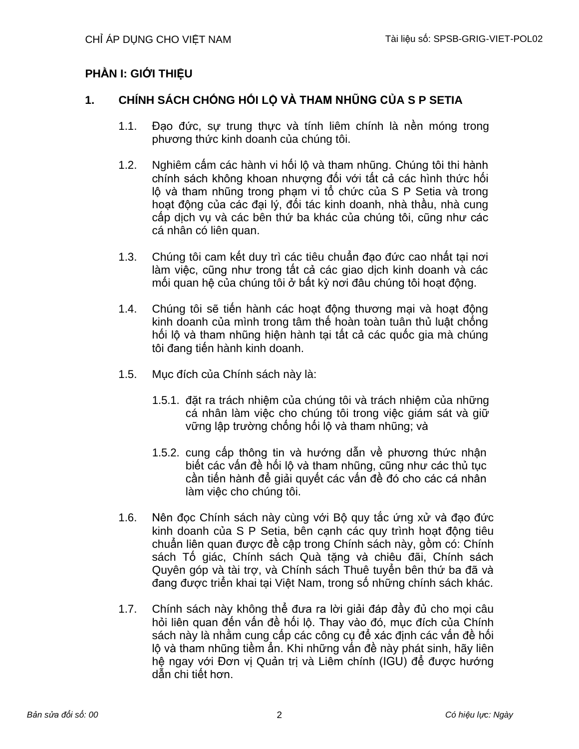## PHẦN I: GIỚI THIỆU

### 1. CHÍNH SÁCH CHỐNG HỐI LỘ VÀ THAM NHŨNG CỦA S P SETIA

1.1. Đạo đức, sự trung thực và tính liêm chính là nền móng trong phương thức kinh doanh của chúng tôi.

1.2. Nghiêm cấm các hành vi hối lộ và tham nhũng. Chúng tôi thi hành chính sách không khoan nhượng đối với tất cả các hình thức hối lộ và tham nhũng trong phạm vi tổ chức của S P Setia và trong hoạt động của các đại lý, đối tác kinh doanh, nhà thầu, nhà cung cấp dịch vụ và các bên thứ ba khác của chúng tôi, cũng như các cá nhân có liên quan.

1.3. Chúng tôi cam kết duy trì các tiêu chuẩn đạo đức cao nhất tại nơi làm việc, cũng như trong tất cả các giao dịch kinh doanh và các mối quan hệ của chúng tôi ở bất kỳ nơi đâu chúng tôi hoạt động.

1.4. Chúng tôi sẽ tiến hành các hoạt động thương mại và hoạt động kinh doanh của mình trong tâm thế hoàn toàn tuân thủ luật chống hối lộ và tham nhũng hiện hành tại tất cả các quốc gia mà chúng tôi đang tiến hành kinh doanh.

1.5. Mục đích của Chính sách này là:

1.5.1. đặt ra trách nhiệm của chúng tôi và trách nhiệm của những cá nhân làm việc cho chúng tôi trong việc giám sát và giữ vững lập trường chống hối lộ và tham nhũng; và

1.5.2. cung cấp thông tin và hướng dẫn về phương thức nhận biết các vấn đề hối lộ và tham nhũng, cũng như các thủ tục cần tiến hành để giải quyết các vấn đề đó cho các cá nhân làm việc cho chúng tôi.

1.6. Nên đọc Chính sách này cùng với Bộ quy tắc ứng xử và đạo đức kinh doanh của S P Setia, bên cạnh các quy trình hoạt động tiêu chuẩn liên quan được đề cập trong Chính sách này, gồm có: Chính sách Tố giác, Chính sách Quà tặng và chiêu đãi, Chính sách Quyên góp và tài trợ, và Chính sách Thuê tuyển bên thứ ba đã và đang được triển khai tại Việt Nam, trong số những chính sách khác.

1.7. Chính sách này không thể đưa ra lời giải đáp đầy đủ cho mọi câu hỏi liên quan đến vấn đề hối lộ. Thay vào đó, mục đích của Chính sách này là nhằm cung cấp các công cụ để xác định các vấn đề hối lộ và tham nhũng tiềm ẩn. Khi những vấn đề này phát sinh, hãy liên hệ ngay với Đơn vị Quản trị và Liêm chính (IGU) để được hướng dẫn chi tiết hơn.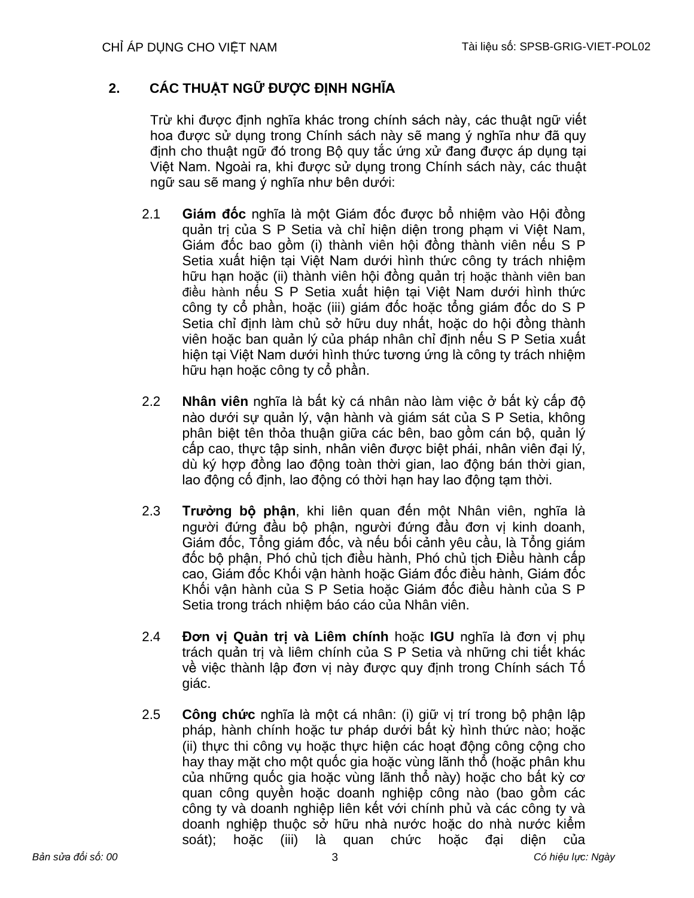## 2. CÁC THUẬT NGỮ ĐƯỢC ĐỊNH NGHĨA

Trừ khi được định nghĩa khác trong chính sách này, các thuật ngữ viết hoa được sử dụng trong Chính sách này sẽ mang ý nghĩa như đã quy định cho thuật ngữ đó trong Bộ quy tắc ứng xử đang được áp dụng tại Việt Nam. Ngoài ra, khi được sử dụng trong Chính sách này, các thuật ngữ sau sẽ mang ý nghĩa như bên dưới:

2.1 **Giám đốc** nghĩa là một Giám đốc được bổ nhiệm vào Hội đồng quản trị của S P Setia và chỉ hiện diện trong phạm vi Việt Nam, Giám đốc bao gồm (i) thành viên hội đồng thành viên nếu S P Setia xuất hiện tại Việt Nam dưới hình thức công ty trách nhiệm hữu hạn hoặc (ii) thành viên hội đồng quản trị hoặc thành viên ban điều hành nếu S P Setia xuất hiện tại Việt Nam dưới hình thức công ty cổ phần, hoặc (iii) giám đốc hoặc tổng giám đốc do S P Setia chỉ định làm chủ sở hữu duy nhất, hoặc do hội đồng thành viên hoặc ban quản lý của pháp nhân chỉ định nếu S P Setia xuất hiện tại Việt Nam dưới hình thức tương ứng là công ty trách nhiệm hữu hạn hoặc công ty cổ phần.

2.2 **Nhân viên** nghĩa là bất kỳ cá nhân nào làm việc ở bất kỳ cấp độ nào dưới sự quản lý, vận hành và giám sát của S P Setia, không phân biệt tên thỏa thuận giữa các bên, bao gồm cán bộ, quản lý cấp cao, thực tập sinh, nhân viên được biệt phái, nhân viên đại lý, dù ký hợp đồng lao động toàn thời gian, lao động bán thời gian, lao động cố định, lao động có thời hạn hay lao động tạm thời.

2.3 **Trưởng bộ phận**, khi liên quan đến một Nhân viên, nghĩa là người đứng đầu bộ phận, người đứng đầu đơn vị kinh doanh, Giám đốc, Tổng giám đốc, và nếu bối cảnh yêu cầu, là Tổng giám đốc bộ phận, Phó chủ tịch điều hành, Phó chủ tịch Điều hành cấp cao, Giám đốc Khối vận hành hoặc Giám đốc điều hành, Giám đốc Khối vận hành của S P Setia hoặc Giám đốc điều hành của S P Setia trong trách nhiệm báo cáo của Nhân viên.

2.4 **Đơn vị Quản trị và Liêm chính** hoặc **IGU** nghĩa là đơn vị phụ trách quản trị và liêm chính của S P Setia và những chi tiết khác về việc thành lập đơn vị này được quy định trong Chính sách Tố giác.

2.5 **Công chức** nghĩa là một cá nhân: (i) giữ vị trí trong bộ phận lập pháp, hành chính hoặc tư pháp dưới bất kỳ hình thức nào; hoặc (ii) thực thi công vụ hoặc thực hiện các hoạt động công cộng cho hay thay mặt cho một quốc gia hoặc vùng lãnh thổ (hoặc phân khu của những quốc gia hoặc vùng lãnh thổ này) hoặc cho bất kỳ cơ quan công quyền hoặc doanh nghiệp công nào (bao gồm các công ty và doanh nghiệp liên kết với chính phủ và các công ty và doanh nghiệp thuộc sở hữu nhà nước hoặc do nhà nước kiểm soát); hoặc (iii) là quan chức hoặc đại diện của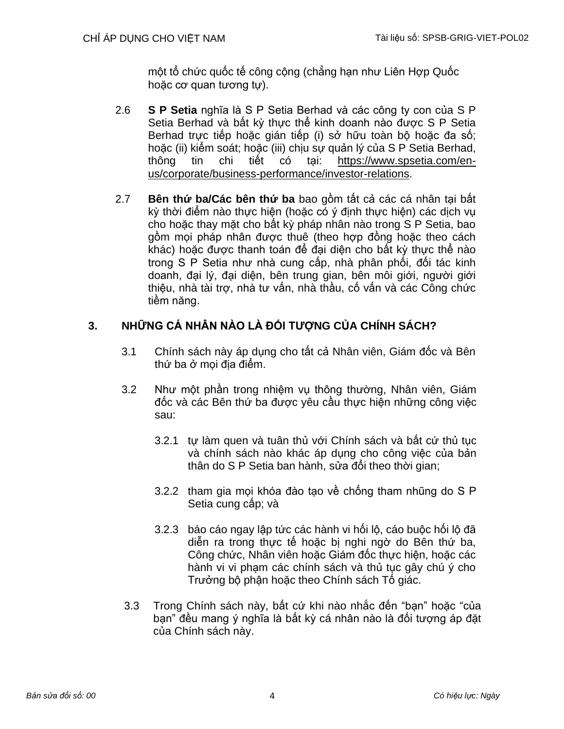một tổ chức quốc tế công cộng (chẳng hạn như Liên Hợp Quốc hoặc cơ quan tương tự).

2.6 **S P Setia** nghĩa là S P Setia Berhad và các công ty con của S P Setia Berhad và bất kỳ thực thể kinh doanh nào được S P Setia Berhad trực tiếp hoặc gián tiếp (i) sở hữu toàn bộ hoặc đa số; hoặc (ii) kiểm soát; hoặc (iii) chịu sự quản lý của S P Setia Berhad, thông tin chi tiết có tại: https://www.spsetia.com/en-us/corporate/business-performance/investor-relations.

2.7 **Bên thứ ba/Các bên thứ ba** bao gồm tất cả các cá nhân tại bất kỳ thời điểm nào thực hiện (hoặc có ý định thực hiện) các dịch vụ cho hoặc thay mặt cho bất kỳ pháp nhân nào trong S P Setia, bao gồm mọi pháp nhân được thuê (theo hợp đồng hoặc theo cách khác) hoặc được thanh toán để đại diện cho bất kỳ thực thể nào trong S P Setia như nhà cung cấp, nhà phân phối, đối tác kinh doanh, đại lý, đại diện, bên trung gian, bên môi giới, người giới thiệu, nhà tài trợ, nhà tư vấn, nhà thầu, cố vấn và các Công chức tiềm năng.

## 3. NHỮNG CÁ NHÂN NÀO LÀ ĐỐI TƯỢNG CỦA CHÍNH SÁCH?

3.1 Chính sách này áp dụng cho tất cả Nhân viên, Giám đốc và Bên thứ ba ở mọi địa điểm.

3.2 Như một phần trong nhiệm vụ thông thường, Nhân viên, Giám đốc và các Bên thứ ba được yêu cầu thực hiện những công việc sau:

3.2.1 tự làm quen và tuân thủ với Chính sách và bất cứ thủ tục và chính sách nào khác áp dụng cho công việc của bản thân do S P Setia ban hành, sửa đổi theo thời gian;

3.2.2 tham gia mọi khóa đào tạo về chống tham nhũng do S P Setia cung cấp; và

3.2.3 báo cáo ngay lập tức các hành vi hối lộ, cáo buộc hối lộ đã diễn ra trong thực tế hoặc bị nghi ngờ do Bên thứ ba, Công chức, Nhân viên hoặc Giám đốc thực hiện, hoặc các hành vi vi phạm các chính sách và thủ tục gây chú ý cho Trưởng bộ phận hoặc theo Chính sách Tố giác.

3.3 Trong Chính sách này, bất cứ khi nào nhắc đến "bạn" hoặc "của bạn" đều mang ý nghĩa là bất kỳ cá nhân nào là đối tượng áp đặt của Chính sách này.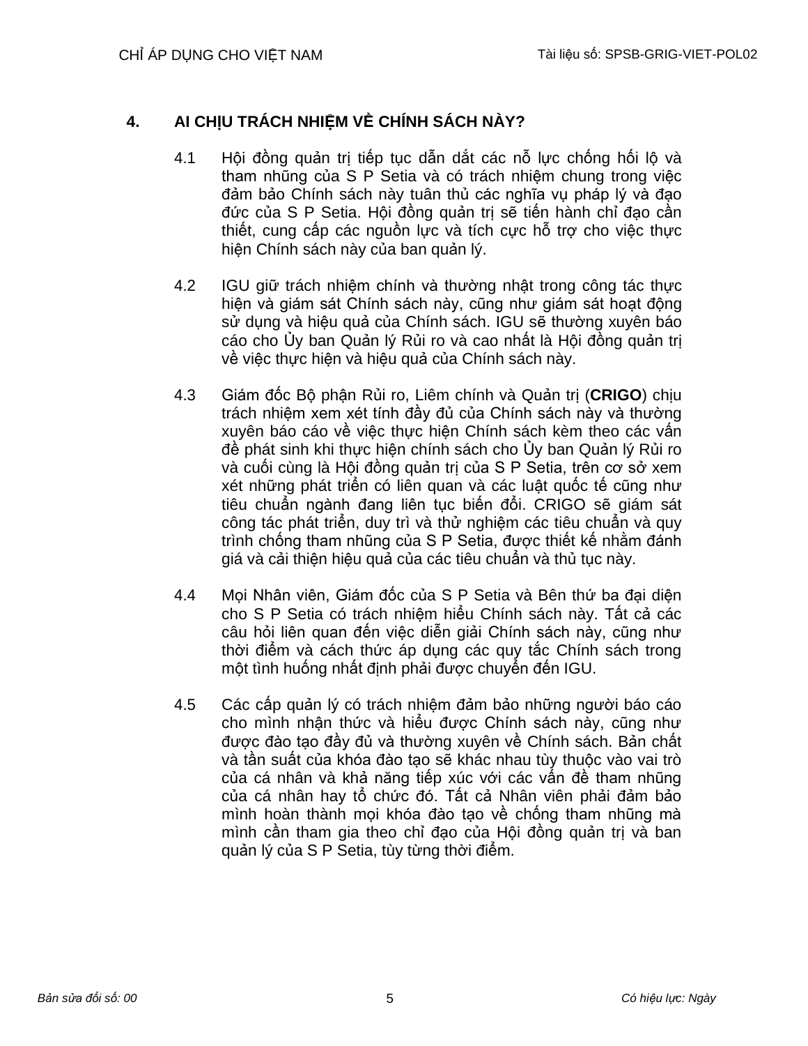## 4. AI CHỊU TRÁCH NHIỆM VỀ CHÍNH SÁCH NÀY?

4.1 Hội đồng quản trị tiếp tục dẫn dắt các nỗ lực chống hối lộ và tham nhũng của S P Setia và có trách nhiệm chung trong việc đảm bảo Chính sách này tuân thủ các nghĩa vụ pháp lý và đạo đức của S P Setia. Hội đồng quản trị sẽ tiến hành chỉ đạo cần thiết, cung cấp các nguồn lực và tích cực hỗ trợ cho việc thực hiện Chính sách này của ban quản lý.

4.2 IGU giữ trách nhiệm chính và thường nhật trong công tác thực hiện và giám sát Chính sách này, cũng như giám sát hoạt động sử dụng và hiệu quả của Chính sách. IGU sẽ thường xuyên báo cáo cho Ủy ban Quản lý Rủi ro và cao nhất là Hội đồng quản trị về việc thực hiện và hiệu quả của Chính sách này.

4.3 Giám đốc Bộ phận Rủi ro, Liêm chính và Quản trị (**CRIGO**) chịu trách nhiệm xem xét tính đầy đủ của Chính sách này và thường xuyên báo cáo về việc thực hiện Chính sách kèm theo các vấn đề phát sinh khi thực hiện chính sách cho Ủy ban Quản lý Rủi ro và cuối cùng là Hội đồng quản trị của S P Setia, trên cơ sở xem xét những phát triển có liên quan và các luật quốc tế cũng như tiêu chuẩn ngành đang liên tục biến đổi. CRIGO sẽ giám sát công tác phát triển, duy trì và thử nghiệm các tiêu chuẩn và quy trình chống tham nhũng của S P Setia, được thiết kế nhằm đánh giá và cải thiện hiệu quả của các tiêu chuẩn và thủ tục này.

4.4 Mọi Nhân viên, Giám đốc của S P Setia và Bên thứ ba đại diện cho S P Setia có trách nhiệm hiểu Chính sách này. Tất cả các câu hỏi liên quan đến việc diễn giải Chính sách này, cũng như thời điểm và cách thức áp dụng các quy tắc Chính sách trong một tình huống nhất định phải được chuyển đến IGU.

4.5 Các cấp quản lý có trách nhiệm đảm bảo những người báo cáo cho mình nhận thức và hiểu được Chính sách này, cũng như được đào tạo đầy đủ và thường xuyên về Chính sách. Bản chất và tần suất của khóa đào tạo sẽ khác nhau tùy thuộc vào vai trò của cá nhân và khả năng tiếp xúc với các vấn đề tham nhũng của cá nhân hay tổ chức đó. Tất cả Nhân viên phải đảm bảo mình hoàn thành mọi khóa đào tạo về chống tham nhũng mà mình cần tham gia theo chỉ đạo của Hội đồng quản trị và ban quản lý của S P Setia, tùy từng thời điểm.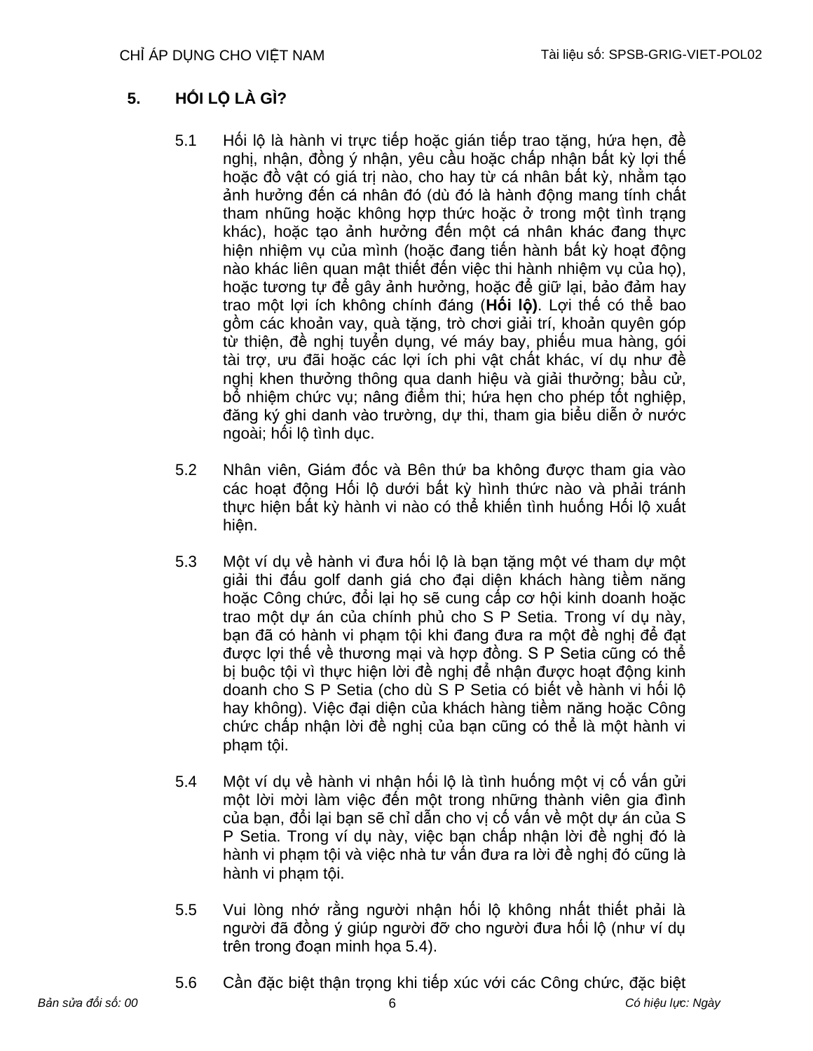## 5. HỐI LỘ LÀ GÌ?

5.1 Hối lộ là hành vi trực tiếp hoặc gián tiếp trao tặng, hứa hẹn, đề nghị, nhận, đồng ý nhận, yêu cầu hoặc chấp nhận bất kỳ lợi thế hoặc đồ vật có giá trị nào, cho hay từ cá nhân bất kỳ, nhằm tạo ảnh hưởng đến cá nhân đó (dù đó là hành động mang tính chất tham nhũng hoặc không hợp thức hoặc ở trong một tình trạng khác), hoặc tạo ảnh hưởng đến một cá nhân khác đang thực hiện nhiệm vụ của mình (hoặc đang tiến hành bất kỳ hoạt động nào khác liên quan mật thiết đến việc thi hành nhiệm vụ của họ), hoặc tương tự để gây ảnh hưởng, hoặc để giữ lại, bảo đảm hay trao một lợi ích không chính đáng (**Hối lộ)**. Lợi thế có thể bao gồm các khoản vay, quà tặng, trò chơi giải trí, khoản quyên góp từ thiện, đề nghị tuyển dụng, vé máy bay, phiếu mua hàng, gói tài trợ, ưu đãi hoặc các lợi ích phi vật chất khác, ví dụ như đề nghị khen thưởng thông qua danh hiệu và giải thưởng; bầu cử, bổ nhiệm chức vụ; nâng điểm thi; hứa hẹn cho phép tốt nghiệp, đăng ký ghi danh vào trường, dự thi, tham gia biểu diễn ở nước ngoài; hối lộ tình dục.

5.2 Nhân viên, Giám đốc và Bên thứ ba không được tham gia vào các hoạt động Hối lộ dưới bất kỳ hình thức nào và phải tránh thực hiện bất kỳ hành vi nào có thể khiến tình huống Hối lộ xuất hiện.

5.3 Một ví dụ về hành vi đưa hối lộ là bạn tặng một vé tham dự một giải thi đấu golf danh giá cho đại diện khách hàng tiềm năng hoặc Công chức, đổi lại họ sẽ cung cấp cơ hội kinh doanh hoặc trao một dự án của chính phủ cho S P Setia. Trong ví dụ này, bạn đã có hành vi phạm tội khi đang đưa ra một đề nghị để đạt được lợi thế về thương mại và hợp đồng. S P Setia cũng có thể bị buộc tội vì thực hiện lời đề nghị để nhận được hoạt động kinh doanh cho S P Setia (cho dù S P Setia có biết về hành vi hối lộ hay không). Việc đại diện của khách hàng tiềm năng hoặc Công chức chấp nhận lời đề nghị của bạn cũng có thể là một hành vi phạm tội.

5.4 Một ví dụ về hành vi nhận hối lộ là tình huống một vị cố vấn gửi một lời mời làm việc đến một trong những thành viên gia đình của bạn, đổi lại bạn sẽ chỉ dẫn cho vị cố vấn về một dự án của S P Setia. Trong ví dụ này, việc bạn chấp nhận lời đề nghị đó là hành vi phạm tội và việc nhà tư vấn đưa ra lời đề nghị đó cũng là hành vi phạm tội.

5.5 Vui lòng nhớ rằng người nhận hối lộ không nhất thiết phải là người đã đồng ý giúp người đỡ cho người đưa hối lộ (như ví dụ trên trong đoạn minh họa 5.4).

5.6 Cần đặc biệt thận trọng khi tiếp xúc với các Công chức, đặc biệt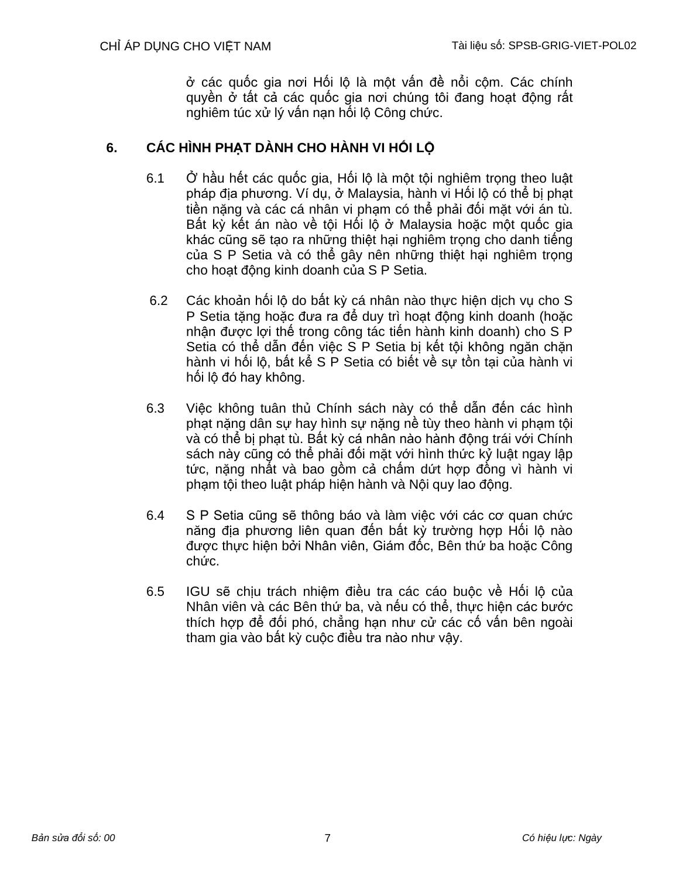ở các quốc gia nơi Hối lộ là một vấn đề nổi cộm. Các chính quyền ở tất cả các quốc gia nơi chúng tôi đang hoạt động rất nghiêm túc xử lý vấn nạn hối lộ Công chức.

## 6. CÁC HÌNH PHẠT DÀNH CHO HÀNH VI HỐI LỘ

6.1 Ở hầu hết các quốc gia, Hối lộ là một tội nghiêm trọng theo luật pháp địa phương. Ví dụ, ở Malaysia, hành vi Hối lộ có thể bị phạt tiền nặng và các cá nhân vi phạm có thể phải đối mặt với án tù. Bất kỳ kết án nào về tội Hối lộ ở Malaysia hoặc một quốc gia khác cũng sẽ tạo ra những thiệt hại nghiêm trọng cho danh tiếng của S P Setia và có thể gây nên những thiệt hại nghiêm trọng cho hoạt động kinh doanh của S P Setia.

6.2 Các khoản hối lộ do bất kỳ cá nhân nào thực hiện dịch vụ cho S P Setia tặng hoặc đưa ra để duy trì hoạt động kinh doanh (hoặc nhận được lợi thế trong công tác tiến hành kinh doanh) cho S P Setia có thể dẫn đến việc S P Setia bị kết tội không ngăn chặn hành vi hối lộ, bất kể S P Setia có biết về sự tồn tại của hành vi hối lộ đó hay không.

6.3 Việc không tuân thủ Chính sách này có thể dẫn đến các hình phạt nặng dân sự hay hình sự nặng nề tùy theo hành vi phạm tội và có thể bị phạt tù. Bất kỳ cá nhân nào hành động trái với Chính sách này cũng có thể phải đối mặt với hình thức kỷ luật ngay lập tức, nặng nhất và bao gồm cả chấm dứt hợp đồng vì hành vi phạm tội theo luật pháp hiện hành và Nội quy lao động.

6.4 S P Setia cũng sẽ thông báo và làm việc với các cơ quan chức năng địa phương liên quan đến bất kỳ trường hợp Hối lộ nào được thực hiện bởi Nhân viên, Giám đốc, Bên thứ ba hoặc Công chức.

6.5 IGU sẽ chịu trách nhiệm điều tra các cáo buộc về Hối lộ của Nhân viên và các Bên thứ ba, và nếu có thể, thực hiện các bước thích hợp để đối phó, chẳng hạn như cử các cố vấn bên ngoài tham gia vào bất kỳ cuộc điều tra nào như vậy.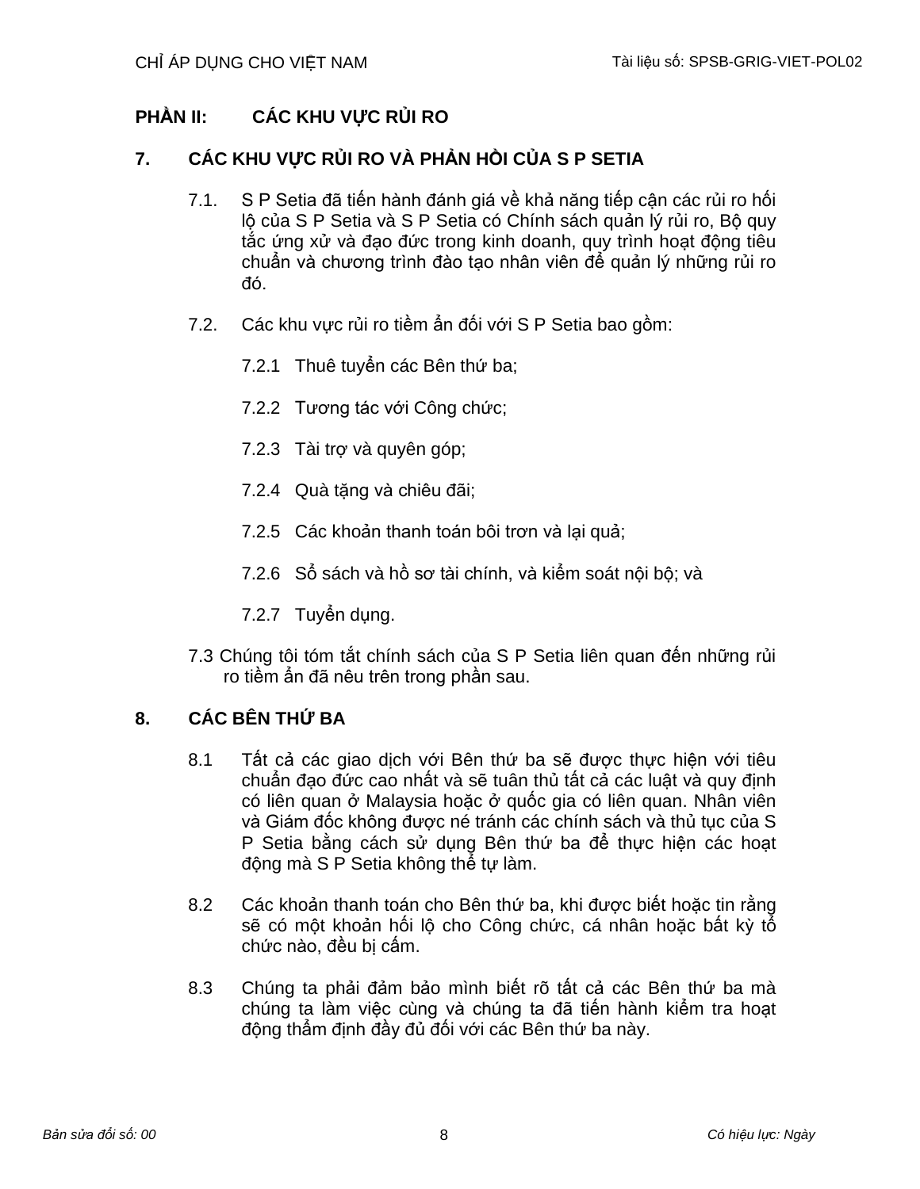## PHẦN II: CÁC KHU VỰC RỦI RO

### 7. CÁC KHU VỰC RỦI RO VÀ PHẢN HỒI CỦA S P SETIA

7.1. S P Setia đã tiến hành đánh giá về khả năng tiếp cận các rủi ro hối lộ của S P Setia và S P Setia có Chính sách quản lý rủi ro, Bộ quy tắc ứng xử và đạo đức trong kinh doanh, quy trình hoạt động tiêu chuẩn và chương trình đào tạo nhân viên để quản lý những rủi ro đó.

7.2. Các khu vực rủi ro tiềm ẩn đối với S P Setia bao gồm:

7.2.1 Thuê tuyển các Bên thứ ba;

7.2.2 Tương tác với Công chức;

7.2.3 Tài trợ và quyên góp;

7.2.4 Quà tặng và chiêu đãi;

7.2.5 Các khoản thanh toán bôi trơn và lại quả;

7.2.6 Sổ sách và hồ sơ tài chính, và kiểm soát nội bộ; và

7.2.7 Tuyển dụng.

7.3 Chúng tôi tóm tắt chính sách của S P Setia liên quan đến những rủi ro tiềm ẩn đã nêu trên trong phần sau.

### 8. CÁC BÊN THỨ BA

8.1 Tất cả các giao dịch với Bên thứ ba sẽ được thực hiện với tiêu chuẩn đạo đức cao nhất và sẽ tuân thủ tất cả các luật và quy định có liên quan ở Malaysia hoặc ở quốc gia có liên quan. Nhân viên và Giám đốc không được né tránh các chính sách và thủ tục của S P Setia bằng cách sử dụng Bên thứ ba để thực hiện các hoạt động mà S P Setia không thể tự làm.

8.2 Các khoản thanh toán cho Bên thứ ba, khi được biết hoặc tin rằng sẽ có một khoản hối lộ cho Công chức, cá nhân hoặc bất kỳ tổ chức nào, đều bị cấm.

8.3 Chúng ta phải đảm bảo mình biết rõ tất cả các Bên thứ ba mà chúng ta làm việc cùng và chúng ta đã tiến hành kiểm tra hoạt động thẩm định đầy đủ đối với các Bên thứ ba này.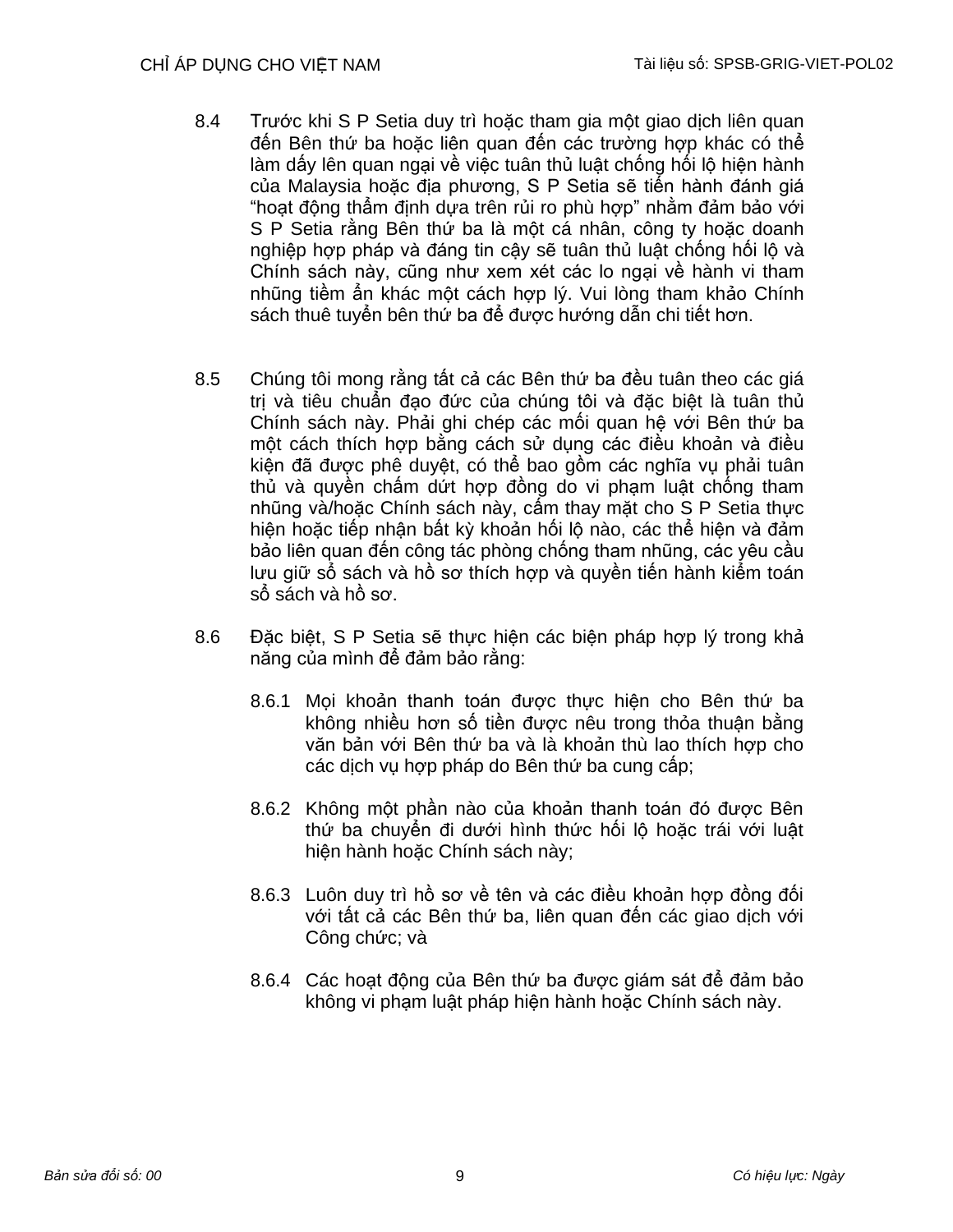8.4 Trước khi S P Setia duy trì hoặc tham gia một giao dịch liên quan đến Bên thứ ba hoặc liên quan đến các trường hợp khác có thể làm dấy lên quan ngại về việc tuân thủ luật chống hối lộ hiện hành của Malaysia hoặc địa phương, S P Setia sẽ tiến hành đánh giá "hoạt động thẩm định dựa trên rủi ro phù hợp" nhằm đảm bảo với S P Setia rằng Bên thứ ba là một cá nhân, công ty hoặc doanh nghiệp hợp pháp và đáng tin cậy sẽ tuân thủ luật chống hối lộ và Chính sách này, cũng như xem xét các lo ngại về hành vi tham nhũng tiềm ẩn khác một cách hợp lý. Vui lòng tham khảo Chính sách thuê tuyển bên thứ ba để được hướng dẫn chi tiết hơn.

8.5 Chúng tôi mong rằng tất cả các Bên thứ ba đều tuân theo các giá trị và tiêu chuẩn đạo đức của chúng tôi và đặc biệt là tuân thủ Chính sách này. Phải ghi chép các mối quan hệ với Bên thứ ba một cách thích hợp bằng cách sử dụng các điều khoản và điều kiện đã được phê duyệt, có thể bao gồm các nghĩa vụ phải tuân thủ và quyền chấm dứt hợp đồng do vi phạm luật chống tham nhũng và/hoặc Chính sách này, cấm thay mặt cho S P Setia thực hiện hoặc tiếp nhận bất kỳ khoản hối lộ nào, các thể hiện và đảm bảo liên quan đến công tác phòng chống tham nhũng, các yêu cầu lưu giữ sổ sách và hồ sơ thích hợp và quyền tiến hành kiểm toán sổ sách và hồ sơ.

8.6 Đặc biệt, S P Setia sẽ thực hiện các biện pháp hợp lý trong khả năng của mình để đảm bảo rằng:

8.6.1 Mọi khoản thanh toán được thực hiện cho Bên thứ ba không nhiều hơn số tiền được nêu trong thỏa thuận bằng văn bản với Bên thứ ba và là khoản thù lao thích hợp cho các dịch vụ hợp pháp do Bên thứ ba cung cấp;

8.6.2 Không một phần nào của khoản thanh toán đó được Bên thứ ba chuyển đi dưới hình thức hối lộ hoặc trái với luật hiện hành hoặc Chính sách này;

8.6.3 Luôn duy trì hồ sơ về tên và các điều khoản hợp đồng đối với tất cả các Bên thứ ba, liên quan đến các giao dịch với Công chức; và

8.6.4 Các hoạt động của Bên thứ ba được giám sát để đảm bảo không vi phạm luật pháp hiện hành hoặc Chính sách này.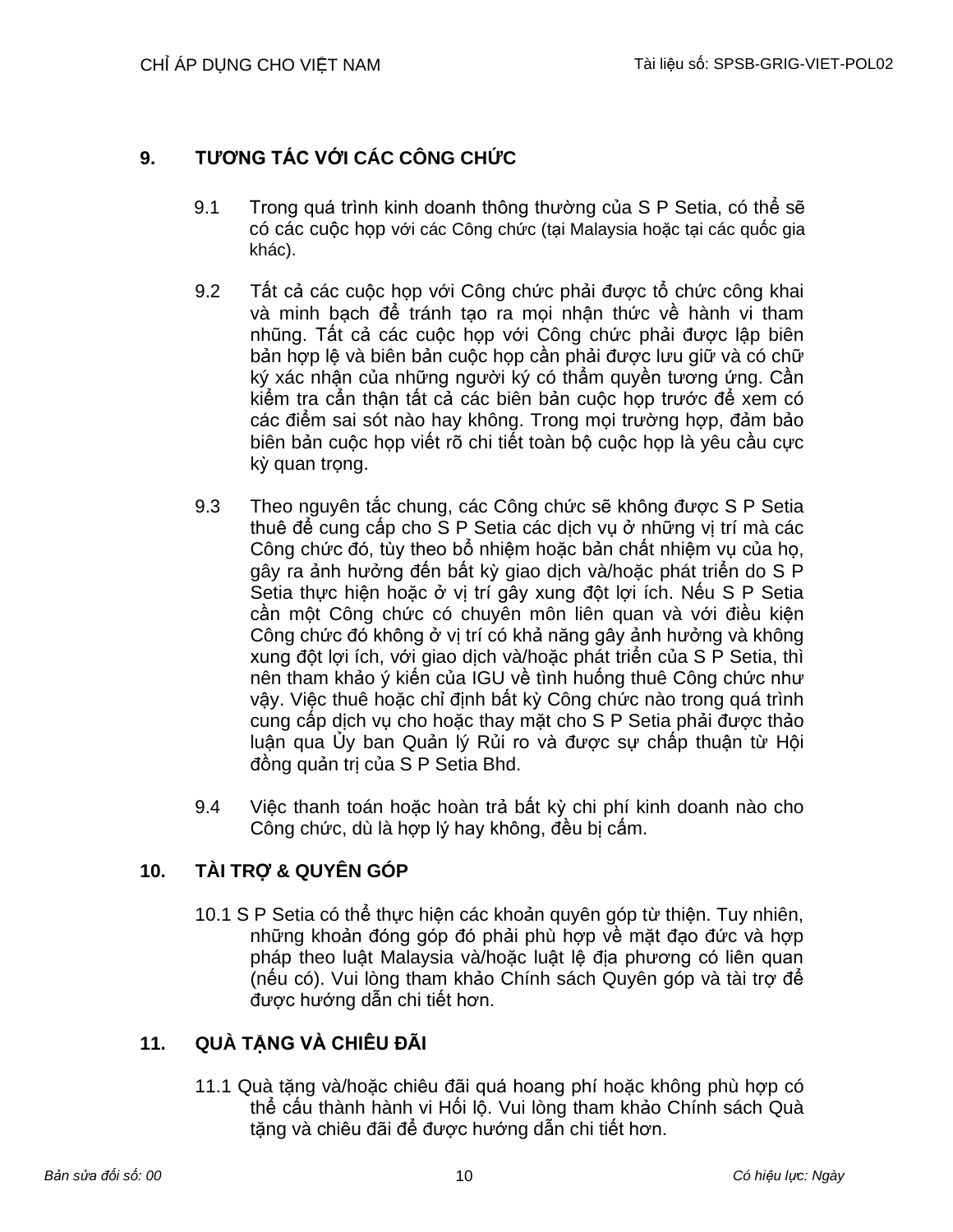## 9. TƯƠNG TÁC VỚI CÁC CÔNG CHỨC

9.1 Trong quá trình kinh doanh thông thường của S P Setia, có thể sẽ có các cuộc họp với các Công chức (tại Malaysia hoặc tại các quốc gia khác).

9.2 Tất cả các cuộc họp với Công chức phải được tổ chức công khai và minh bạch để tránh tạo ra mọi nhận thức về hành vi tham nhũng. Tất cả các cuộc họp với Công chức phải được lập biên bản hợp lệ và biên bản cuộc họp cần phải được lưu giữ và có chữ ký xác nhận của những người ký có thẩm quyền tương ứng. Cần kiểm tra cẩn thận tất cả các biên bản cuộc họp trước để xem có các điểm sai sót nào hay không. Trong mọi trường hợp, đảm bảo biên bản cuộc họp viết rõ chi tiết toàn bộ cuộc họp là yêu cầu cực kỳ quan trọng.

9.3 Theo nguyên tắc chung, các Công chức sẽ không được S P Setia thuê để cung cấp cho S P Setia các dịch vụ ở những vị trí mà các Công chức đó, tùy theo bổ nhiệm hoặc bản chất nhiệm vụ của họ, gây ra ảnh hưởng đến bất kỳ giao dịch và/hoặc phát triển do S P Setia thực hiện hoặc ở vị trí gây xung đột lợi ích. Nếu S P Setia cần một Công chức có chuyên môn liên quan và với điều kiện Công chức đó không ở vị trí có khả năng gây ảnh hưởng và không xung đột lợi ích, với giao dịch và/hoặc phát triển của S P Setia, thì nên tham khảo ý kiến của IGU về tình huống thuê Công chức như vậy. Việc thuê hoặc chỉ định bất kỳ Công chức nào trong quá trình cung cấp dịch vụ cho hoặc thay mặt cho S P Setia phải được thảo luận qua Ủy ban Quản lý Rủi ro và được sự chấp thuận từ Hội đồng quản trị của S P Setia Bhd.

9.4 Việc thanh toán hoặc hoàn trả bất kỳ chi phí kinh doanh nào cho Công chức, dù là hợp lý hay không, đều bị cấm.

## 10. TÀI TRỢ & QUYÊN GÓP

10.1 S P Setia có thể thực hiện các khoản quyên góp từ thiện. Tuy nhiên, những khoản đóng góp đó phải phù hợp về mặt đạo đức và hợp pháp theo luật Malaysia và/hoặc luật lệ địa phương có liên quan (nếu có). Vui lòng tham khảo Chính sách Quyên góp và tài trợ để được hướng dẫn chi tiết hơn.

## 11. QUÀ TẶNG VÀ CHIÊU ĐÃI

11.1 Quà tặng và/hoặc chiêu đãi quá hoang phí hoặc không phù hợp có thể cấu thành hành vi Hối lộ. Vui lòng tham khảo Chính sách Quà tặng và chiêu đãi để được hướng dẫn chi tiết hơn.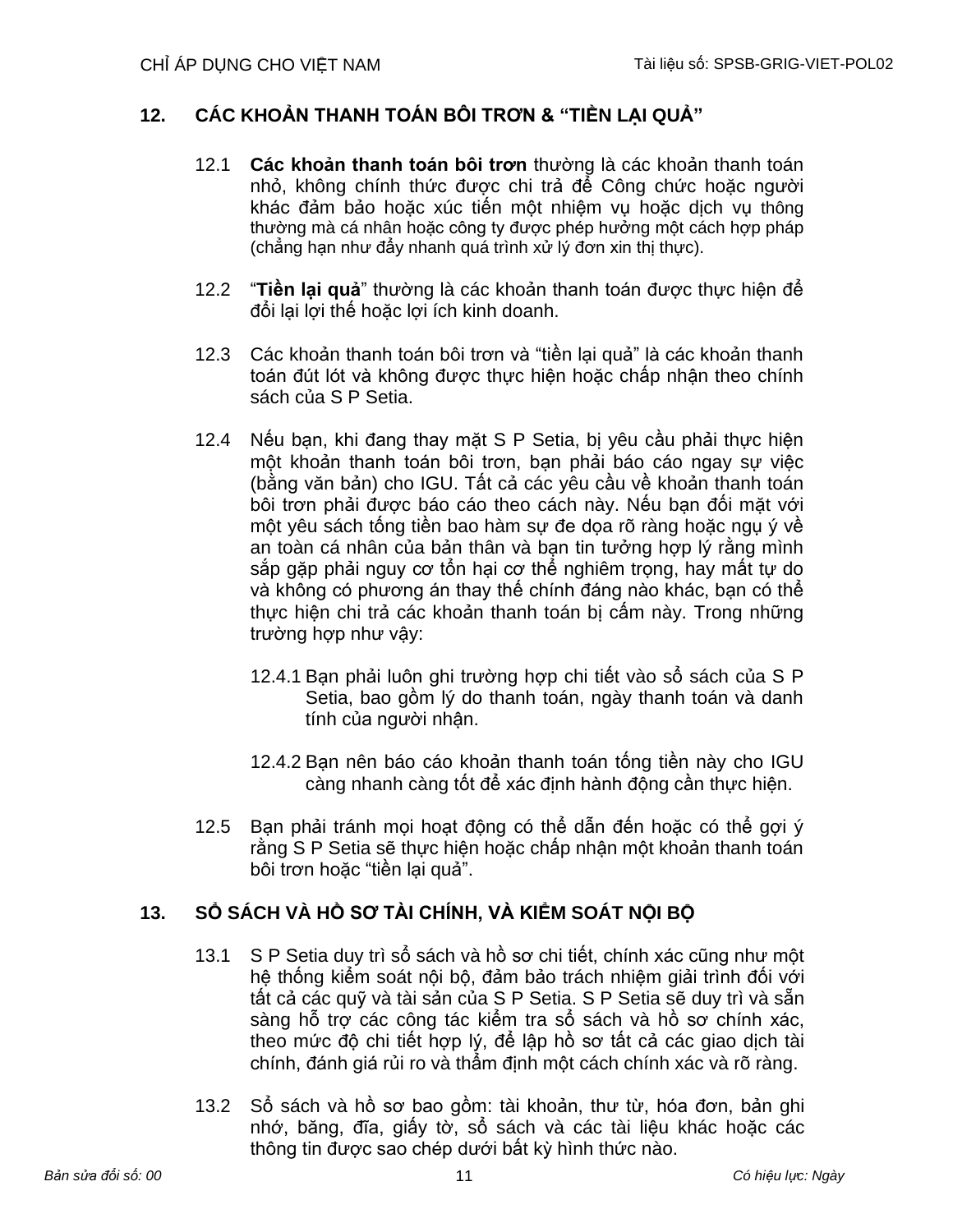## 12. CÁC KHOẢN THANH TOÁN BÔI TRƠN & "TIỀN LẠI QUẢ"

12.1 **Các khoản thanh toán bôi trơn** thường là các khoản thanh toán nhỏ, không chính thức được chi trả để Công chức hoặc người khác đảm bảo hoặc xúc tiến một nhiệm vụ hoặc dịch vụ thông thường mà cá nhân hoặc công ty được phép hưởng một cách hợp pháp (chẳng hạn như đẩy nhanh quá trình xử lý đơn xin thị thực).

12.2 "**Tiền lại quả**" thường là các khoản thanh toán được thực hiện để đổi lại lợi thế hoặc lợi ích kinh doanh.

12.3 Các khoản thanh toán bôi trơn và "tiền lại quả" là các khoản thanh toán đút lót và không được thực hiện hoặc chấp nhận theo chính sách của S P Setia.

12.4 Nếu bạn, khi đang thay mặt S P Setia, bị yêu cầu phải thực hiện một khoản thanh toán bôi trơn, bạn phải báo cáo ngay sự việc (bằng văn bản) cho IGU. Tất cả các yêu cầu về khoản thanh toán bôi trơn phải được báo cáo theo cách này. Nếu bạn đối mặt với một yêu sách tống tiền bao hàm sự đe dọa rõ ràng hoặc ngụ ý về an toàn cá nhân của bản thân và bạn tin tưởng hợp lý rằng mình sắp gặp phải nguy cơ tổn hại cơ thể nghiêm trọng, hay mất tự do và không có phương án thay thế chính đáng nào khác, bạn có thể thực hiện chi trả các khoản thanh toán bị cấm này. Trong những trường hợp như vậy:

12.4.1 Bạn phải luôn ghi trường hợp chi tiết vào sổ sách của S P Setia, bao gồm lý do thanh toán, ngày thanh toán và danh tính của người nhận.

12.4.2 Bạn nên báo cáo khoản thanh toán tống tiền này cho IGU càng nhanh càng tốt để xác định hành động cần thực hiện.

12.5 Bạn phải tránh mọi hoạt động có thể dẫn đến hoặc có thể gợi ý rằng S P Setia sẽ thực hiện hoặc chấp nhận một khoản thanh toán bôi trơn hoặc "tiền lại quả".

## 13. SỔ SÁCH VÀ HỒ SƠ TÀI CHÍNH, VÀ KIỂM SOÁT NỘI BỘ

13.1 S P Setia duy trì sổ sách và hồ sơ chi tiết, chính xác cũng như một hệ thống kiểm soát nội bộ, đảm bảo trách nhiệm giải trình đối với tất cả các quỹ và tài sản của S P Setia. S P Setia sẽ duy trì và sẵn sàng hỗ trợ các công tác kiểm tra sổ sách và hồ sơ chính xác, theo mức độ chi tiết hợp lý, để lập hồ sơ tất cả các giao dịch tài chính, đánh giá rủi ro và thẩm định một cách chính xác và rõ ràng.

13.2 Sổ sách và hồ sơ bao gồm: tài khoản, thư từ, hóa đơn, bản ghi nhớ, băng, đĩa, giấy tờ, sổ sách và các tài liệu khác hoặc các thông tin được sao chép dưới bất kỳ hình thức nào.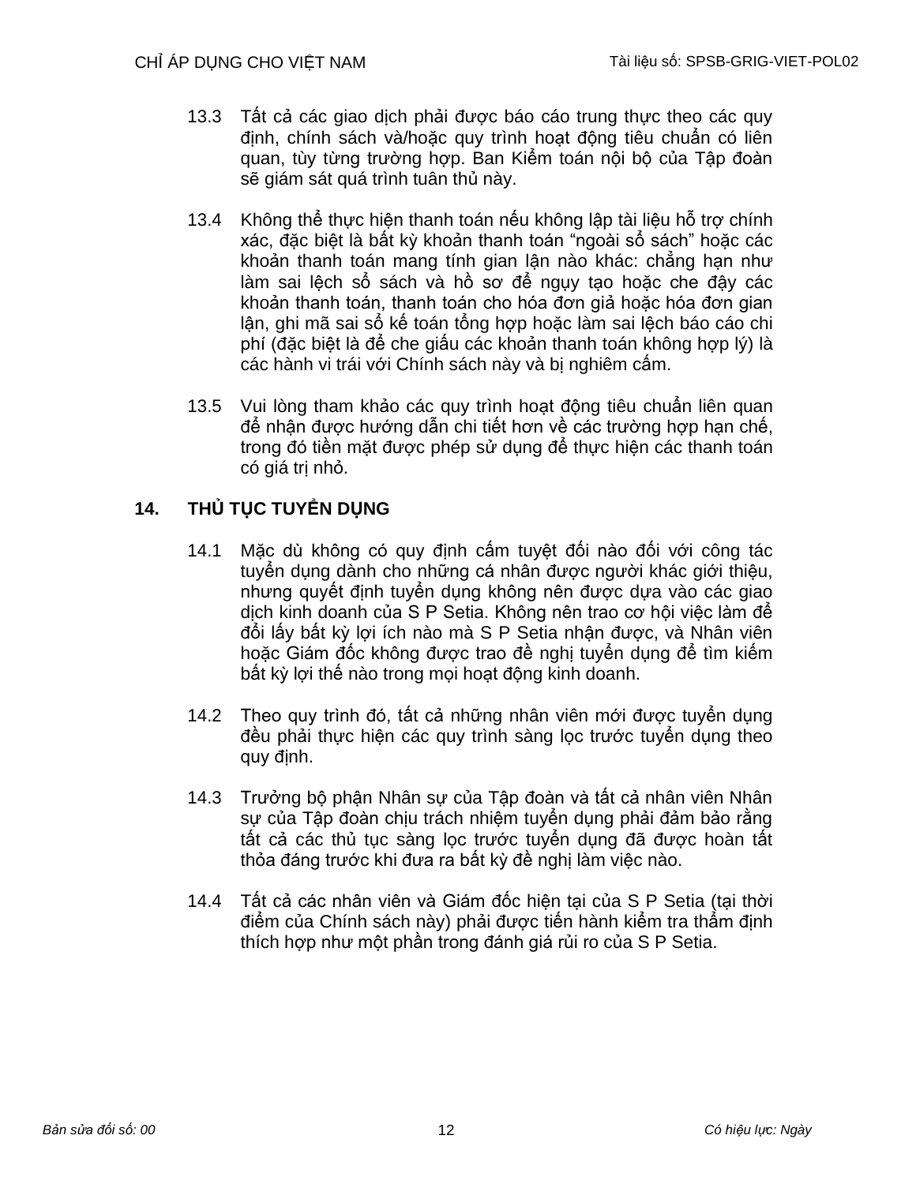13.3 Tất cả các giao dịch phải được báo cáo trung thực theo các quy định, chính sách và/hoặc quy trình hoạt động tiêu chuẩn có liên quan, tùy từng trường hợp. Ban Kiểm toán nội bộ của Tập đoàn sẽ giám sát quá trình tuân thủ này.

13.4 Không thể thực hiện thanh toán nếu không lập tài liệu hỗ trợ chính xác, đặc biệt là bất kỳ khoản thanh toán "ngoài sổ sách" hoặc các khoản thanh toán mang tính gian lận nào khác: chẳng hạn như làm sai lệch sổ sách và hồ sơ để ngụy tạo hoặc che đậy các khoản thanh toán, thanh toán cho hóa đơn giả hoặc hóa đơn gian lận, ghi mã sai sổ kế toán tổng hợp hoặc làm sai lệch báo cáo chi phí (đặc biệt là để che giấu các khoản thanh toán không hợp lý) là các hành vi trái với Chính sách này và bị nghiêm cấm.

13.5 Vui lòng tham khảo các quy trình hoạt động tiêu chuẩn liên quan để nhận được hướng dẫn chi tiết hơn về các trường hợp hạn chế, trong đó tiền mặt được phép sử dụng để thực hiện các thanh toán có giá trị nhỏ.

## 14. THỦ TỤC TUYỂN DỤNG

14.1 Mặc dù không có quy định cấm tuyệt đối nào đối với công tác tuyển dụng dành cho những cá nhân được người khác giới thiệu, nhưng quyết định tuyển dụng không nên được dựa vào các giao dịch kinh doanh của S P Setia. Không nên trao cơ hội việc làm để đổi lấy bất kỳ lợi ích nào mà S P Setia nhận được, và Nhân viên hoặc Giám đốc không được trao đề nghị tuyển dụng để tìm kiếm bất kỳ lợi thế nào trong mọi hoạt động kinh doanh.

14.2 Theo quy trình đó, tất cả những nhân viên mới được tuyển dụng đều phải thực hiện các quy trình sàng lọc trước tuyển dụng theo quy định.

14.3 Trưởng bộ phận Nhân sự của Tập đoàn và tất cả nhân viên Nhân sự của Tập đoàn chịu trách nhiệm tuyển dụng phải đảm bảo rằng tất cả các thủ tục sàng lọc trước tuyển dụng đã được hoàn tất thỏa đáng trước khi đưa ra bất kỳ đề nghị làm việc nào.

14.4 Tất cả các nhân viên và Giám đốc hiện tại của S P Setia (tại thời điểm của Chính sách này) phải được tiến hành kiểm tra thẩm định thích hợp như một phần trong đánh giá rủi ro của S P Setia.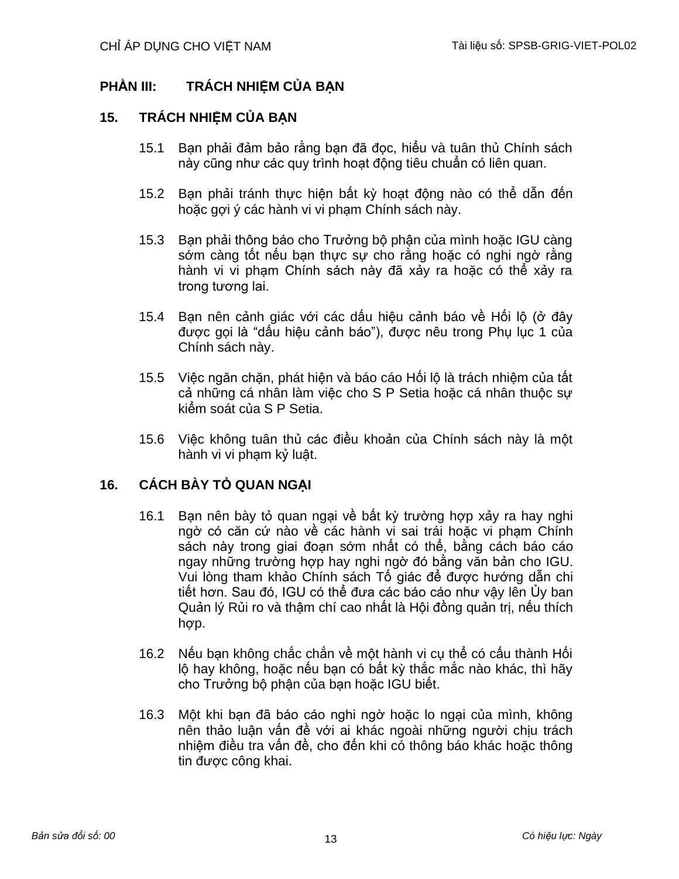## PHẦN III: TRÁCH NHIỆM CỦA BẠN

### 15. TRÁCH NHIỆM CỦA BẠN

15.1 Bạn phải đảm bảo rằng bạn đã đọc, hiểu và tuân thủ Chính sách này cũng như các quy trình hoạt động tiêu chuẩn có liên quan.

15.2 Bạn phải tránh thực hiện bất kỳ hoạt động nào có thể dẫn đến hoặc gợi ý các hành vi vi phạm Chính sách này.

15.3 Bạn phải thông báo cho Trưởng bộ phận của mình hoặc IGU càng sớm càng tốt nếu bạn thực sự cho rằng hoặc có nghi ngờ rằng hành vi vi phạm Chính sách này đã xảy ra hoặc có thể xảy ra trong tương lai.

15.4 Bạn nên cảnh giác với các dấu hiệu cảnh báo về Hối lộ (ở đây được gọi là "dấu hiệu cảnh báo"), được nêu trong Phụ lục 1 của Chính sách này.

15.5 Việc ngăn chặn, phát hiện và báo cáo Hối lộ là trách nhiệm của tất cả những cá nhân làm việc cho S P Setia hoặc cá nhân thuộc sự kiểm soát của S P Setia.

15.6 Việc không tuân thủ các điều khoản của Chính sách này là một hành vi vi phạm kỷ luật.

### 16. CÁCH BÀY TỎ QUAN NGẠI

16.1 Bạn nên bày tỏ quan ngại về bất kỳ trường hợp xảy ra hay nghi ngờ có căn cứ nào về các hành vi sai trái hoặc vi phạm Chính sách này trong giai đoạn sớm nhất có thể, bằng cách báo cáo ngay những trường hợp hay nghi ngờ đó bằng văn bản cho IGU. Vui lòng tham khảo Chính sách Tố giác để được hướng dẫn chi tiết hơn. Sau đó, IGU có thể đưa các báo cáo như vậy lên Ủy ban Quản lý Rủi ro và thậm chí cao nhất là Hội đồng quản trị, nếu thích hợp.

16.2 Nếu bạn không chắc chắn về một hành vi cụ thể có cấu thành Hối lộ hay không, hoặc nếu bạn có bất kỳ thắc mắc nào khác, thì hãy cho Trưởng bộ phận của bạn hoặc IGU biết.

16.3 Một khi bạn đã báo cáo nghi ngờ hoặc lo ngại của mình, không nên thảo luận vấn đề với ai khác ngoài những người chịu trách nhiệm điều tra vấn đề, cho đến khi có thông báo khác hoặc thông tin được công khai.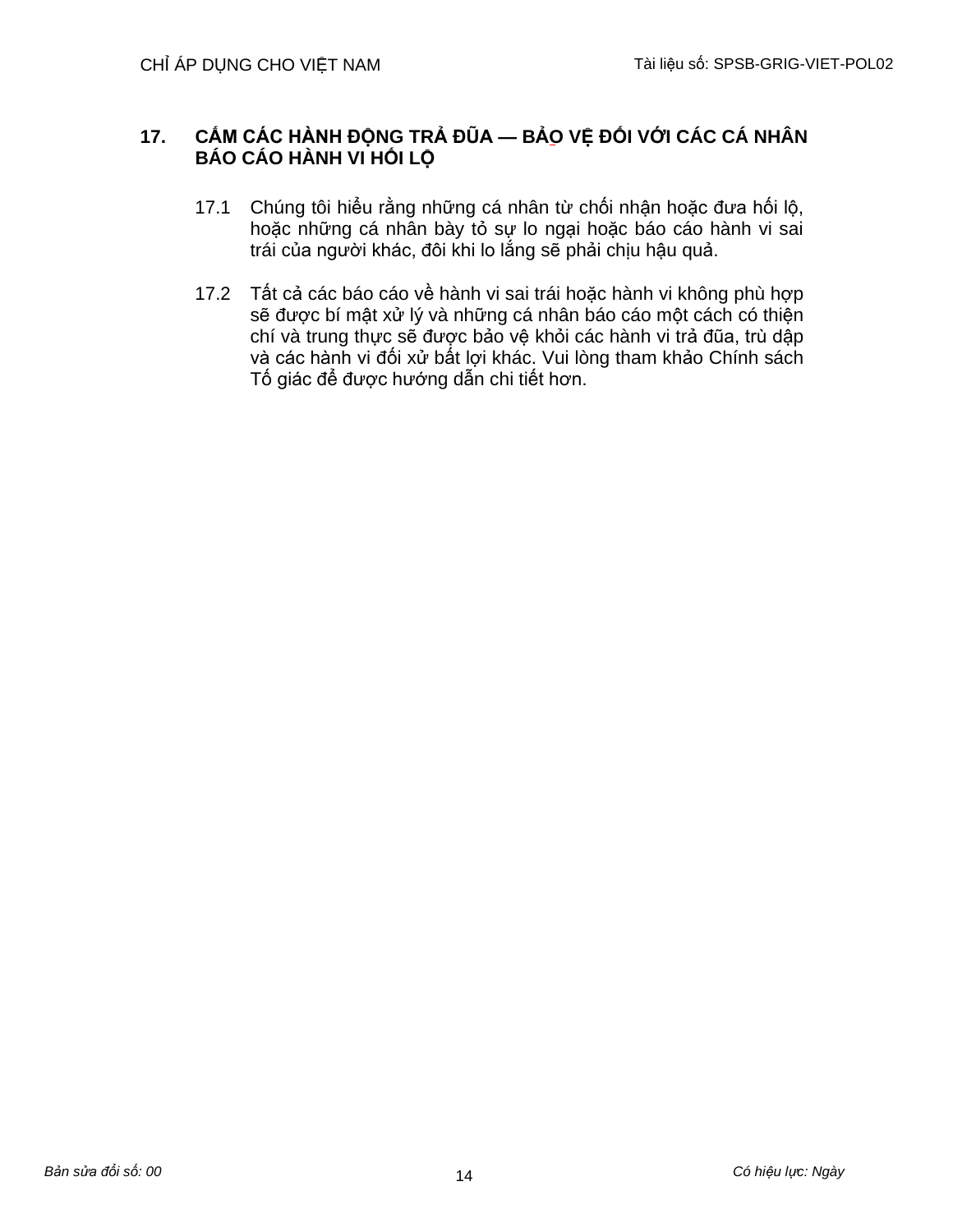## 17. CẤM CÁC HÀNH ĐỘNG TRẢ ĐŨA — BẢO VỆ ĐỐI VỚI CÁC CÁ NHÂN BÁO CÁO HÀNH VI HỐI LỘ

17.1 Chúng tôi hiểu rằng những cá nhân từ chối nhận hoặc đưa hối lộ, hoặc những cá nhân bày tỏ sự lo ngại hoặc báo cáo hành vi sai trái của người khác, đôi khi lo lắng sẽ phải chịu hậu quả.

17.2 Tất cả các báo cáo về hành vi sai trái hoặc hành vi không phù hợp sẽ được bí mật xử lý và những cá nhân báo cáo một cách có thiện chí và trung thực sẽ được bảo vệ khỏi các hành vi trả đũa, trù dập và các hành vi đối xử bất lợi khác. Vui lòng tham khảo Chính sách Tố giác để được hướng dẫn chi tiết hơn.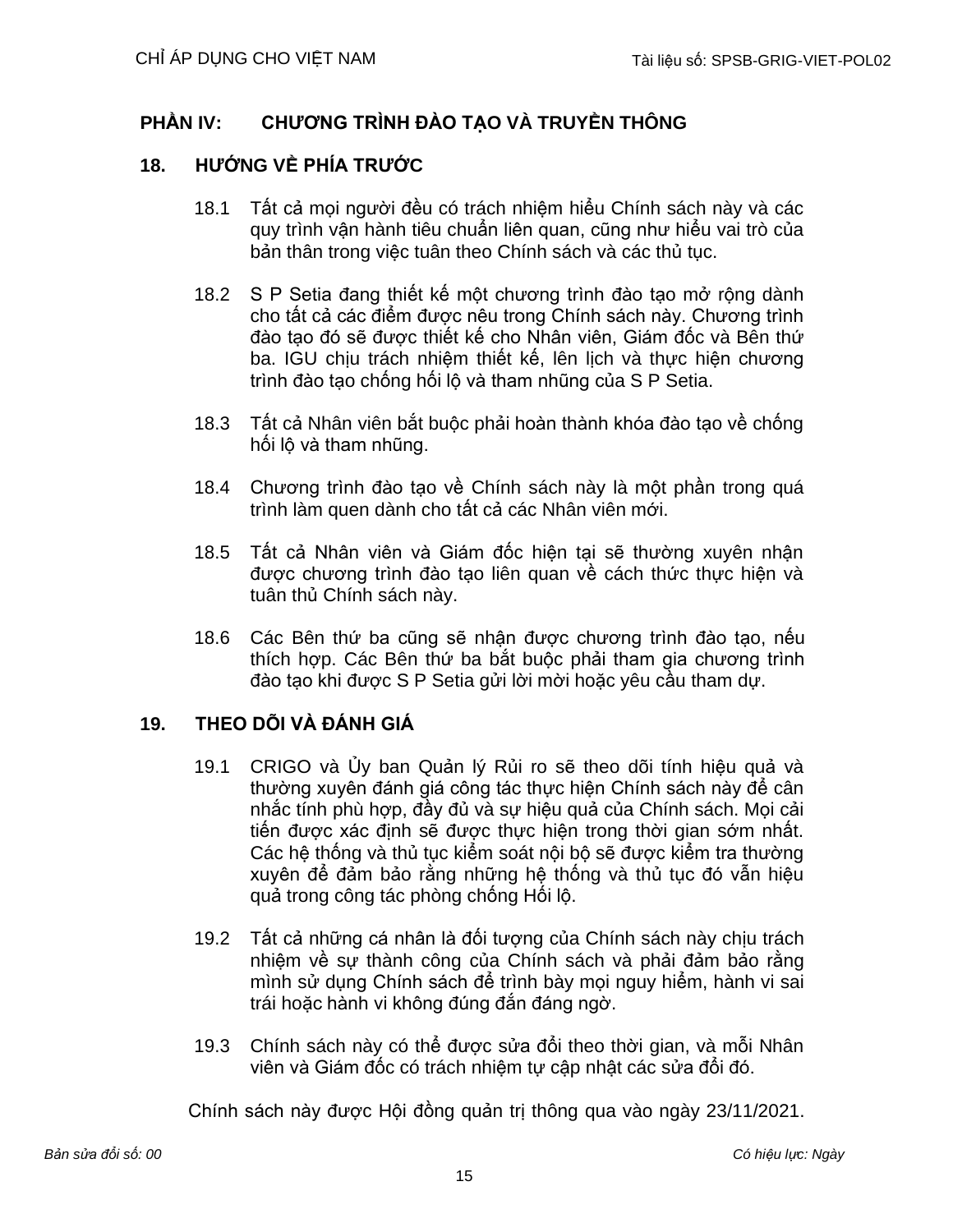## PHẦN IV: CHƯƠNG TRÌNH ĐÀO TẠO VÀ TRUYỀN THÔNG

### 18. HƯỚNG VỀ PHÍA TRƯỚC

18.1 Tất cả mọi người đều có trách nhiệm hiểu Chính sách này và các quy trình vận hành tiêu chuẩn liên quan, cũng như hiểu vai trò của bản thân trong việc tuân theo Chính sách và các thủ tục.

18.2 S P Setia đang thiết kế một chương trình đào tạo mở rộng dành cho tất cả các điểm được nêu trong Chính sách này. Chương trình đào tạo đó sẽ được thiết kế cho Nhân viên, Giám đốc và Bên thứ ba. IGU chịu trách nhiệm thiết kế, lên lịch và thực hiện chương trình đào tạo chống hối lộ và tham nhũng của S P Setia.

18.3 Tất cả Nhân viên bắt buộc phải hoàn thành khóa đào tạo về chống hối lộ và tham nhũng.

18.4 Chương trình đào tạo về Chính sách này là một phần trong quá trình làm quen dành cho tất cả các Nhân viên mới.

18.5 Tất cả Nhân viên và Giám đốc hiện tại sẽ thường xuyên nhận được chương trình đào tạo liên quan về cách thức thực hiện và tuân thủ Chính sách này.

18.6 Các Bên thứ ba cũng sẽ nhận được chương trình đào tạo, nếu thích hợp. Các Bên thứ ba bắt buộc phải tham gia chương trình đào tạo khi được S P Setia gửi lời mời hoặc yêu cầu tham dự.

### 19. THEO DÕI VÀ ĐÁNH GIÁ

19.1 CRIGO và Ủy ban Quản lý Rủi ro sẽ theo dõi tính hiệu quả và thường xuyên đánh giá công tác thực hiện Chính sách này để cân nhắc tính phù hợp, đầy đủ và sự hiệu quả của Chính sách. Mọi cải tiến được xác định sẽ được thực hiện trong thời gian sớm nhất. Các hệ thống và thủ tục kiểm soát nội bộ sẽ được kiểm tra thường xuyên để đảm bảo rằng những hệ thống và thủ tục đó vẫn hiệu quả trong công tác phòng chống Hối lộ.

19.2 Tất cả những cá nhân là đối tượng của Chính sách này chịu trách nhiệm về sự thành công của Chính sách và phải đảm bảo rằng mình sử dụng Chính sách để trình bày mọi nguy hiểm, hành vi sai trái hoặc hành vi không đúng đắn đáng ngờ.

19.3 Chính sách này có thể được sửa đổi theo thời gian, và mỗi Nhân viên và Giám đốc có trách nhiệm tự cập nhật các sửa đổi đó.

Chính sách này được Hội đồng quản trị thông qua vào ngày 23/11/2021.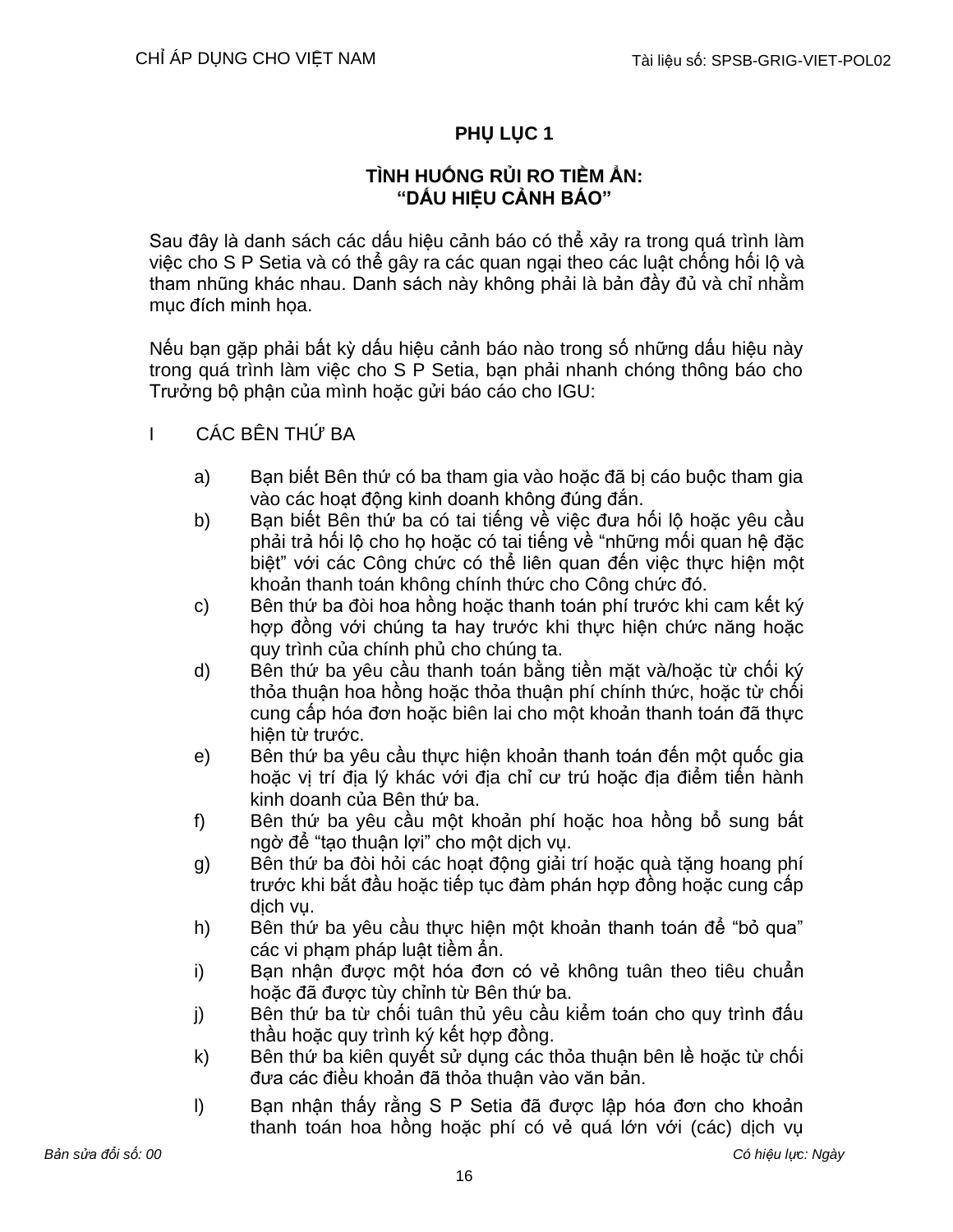# PHỤ LỤC 1

## TÌNH HUỐNG RỦI RO TIỀM ẨN: "DẤU HIỆU CẢNH BÁO"

Sau đây là danh sách các dấu hiệu cảnh báo có thể xảy ra trong quá trình làm việc cho S P Setia và có thể gây ra các quan ngại theo các luật chống hối lộ và tham nhũng khác nhau. Danh sách này không phải là bản đầy đủ và chỉ nhằm mục đích minh họa.

Nếu bạn gặp phải bất kỳ dấu hiệu cảnh báo nào trong số những dấu hiệu này trong quá trình làm việc cho S P Setia, bạn phải nhanh chóng thông báo cho Trưởng bộ phận của mình hoặc gửi báo cáo cho IGU:

I CÁC BÊN THỨ BA

a) Bạn biết Bên thứ có ba tham gia vào hoặc đã bị cáo buộc tham gia vào các hoạt động kinh doanh không đúng đắn.

b) Bạn biết Bên thứ ba có tai tiếng về việc đưa hối lộ hoặc yêu cầu phải trả hối lộ cho họ hoặc có tai tiếng về "những mối quan hệ đặc biệt" với các Công chức có thể liên quan đến việc thực hiện một khoản thanh toán không chính thức cho Công chức đó.

c) Bên thứ ba đòi hoa hồng hoặc thanh toán phí trước khi cam kết ký hợp đồng với chúng ta hay trước khi thực hiện chức năng hoặc quy trình của chính phủ cho chúng ta.

d) Bên thứ ba yêu cầu thanh toán bằng tiền mặt và/hoặc từ chối ký thỏa thuận hoa hồng hoặc thỏa thuận phí chính thức, hoặc từ chối cung cấp hóa đơn hoặc biên lai cho một khoản thanh toán đã thực hiện từ trước.

e) Bên thứ ba yêu cầu thực hiện khoản thanh toán đến một quốc gia hoặc vị trí địa lý khác với địa chỉ cư trú hoặc địa điểm tiến hành kinh doanh của Bên thứ ba.

f) Bên thứ ba yêu cầu một khoản phí hoặc hoa hồng bổ sung bất ngờ để "tạo thuận lợi" cho một dịch vụ.

g) Bên thứ ba đòi hỏi các hoạt động giải trí hoặc quà tặng hoang phí trước khi bắt đầu hoặc tiếp tục đàm phán hợp đồng hoặc cung cấp dịch vụ.

h) Bên thứ ba yêu cầu thực hiện một khoản thanh toán để "bỏ qua" các vi phạm pháp luật tiềm ẩn.

i) Bạn nhận được một hóa đơn có vẻ không tuân theo tiêu chuẩn hoặc đã được tùy chỉnh từ Bên thứ ba.

j) Bên thứ ba từ chối tuân thủ yêu cầu kiểm toán cho quy trình đấu thầu hoặc quy trình ký kết hợp đồng.

k) Bên thứ ba kiên quyết sử dụng các thỏa thuận bên lề hoặc từ chối đưa các điều khoản đã thỏa thuận vào văn bản.

l) Bạn nhận thấy rằng S P Setia đã được lập hóa đơn cho khoản thanh toán hoa hồng hoặc phí có vẻ quá lớn với (các) dịch vụ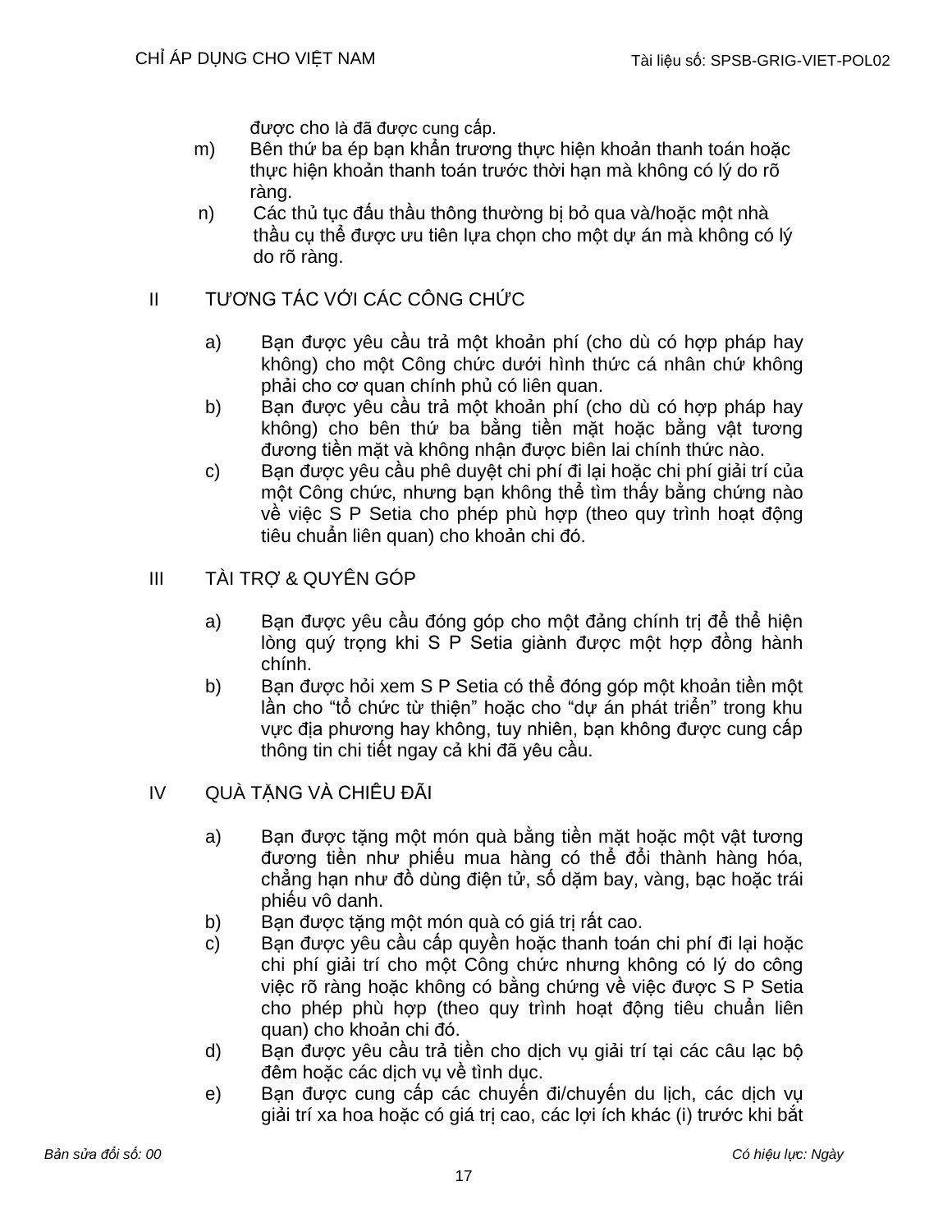được cho là đã được cung cấp.

m) Bên thứ ba ép bạn khẩn trương thực hiện khoản thanh toán hoặc thực hiện khoản thanh toán trước thời hạn mà không có lý do rõ ràng.

n) Các thủ tục đấu thầu thông thường bị bỏ qua và/hoặc một nhà thầu cụ thể được ưu tiên lựa chọn cho một dự án mà không có lý do rõ ràng.

## II TƯƠNG TÁC VỚI CÁC CÔNG CHỨC

a) Bạn được yêu cầu trả một khoản phí (cho dù có hợp pháp hay không) cho một Công chức dưới hình thức cá nhân chứ không phải cho cơ quan chính phủ có liên quan.

b) Bạn được yêu cầu trả một khoản phí (cho dù có hợp pháp hay không) cho bên thứ ba bằng tiền mặt hoặc bằng vật tương đương tiền mặt và không nhận được biên lai chính thức nào.

c) Bạn được yêu cầu phê duyệt chi phí đi lại hoặc chi phí giải trí của một Công chức, nhưng bạn không thể tìm thấy bằng chứng nào về việc S P Setia cho phép phù hợp (theo quy trình hoạt động tiêu chuẩn liên quan) cho khoản chi đó.

## III TÀI TRỢ & QUYÊN GÓP

a) Bạn được yêu cầu đóng góp cho một đảng chính trị để thể hiện lòng quý trọng khi S P Setia giành được một hợp đồng hành chính.

b) Bạn được hỏi xem S P Setia có thể đóng góp một khoản tiền một lần cho "tổ chức từ thiện" hoặc cho "dự án phát triển" trong khu vực địa phương hay không, tuy nhiên, bạn không được cung cấp thông tin chi tiết ngay cả khi đã yêu cầu.

## IV QUÀ TẶNG VÀ CHIÊU ĐÃI

a) Bạn được tặng một món quà bằng tiền mặt hoặc một vật tương đương tiền như phiếu mua hàng có thể đổi thành hàng hóa, chẳng hạn như đồ dùng điện tử, số dặm bay, vàng, bạc hoặc trái phiếu vô danh.

b) Bạn được tặng một món quà có giá trị rất cao.

c) Bạn được yêu cầu cấp quyền hoặc thanh toán chi phí đi lại hoặc chi phí giải trí cho một Công chức nhưng không có lý do công việc rõ ràng hoặc không có bằng chứng về việc được S P Setia cho phép phù hợp (theo quy trình hoạt động tiêu chuẩn liên quan) cho khoản chi đó.

d) Bạn được yêu cầu trả tiền cho dịch vụ giải trí tại các câu lạc bộ đêm hoặc các dịch vụ về tình dục.

e) Bạn được cung cấp các chuyến đi/chuyến du lịch, các dịch vụ giải trí xa hoa hoặc có giá trị cao, các lợi ích khác (i) trước khi bắt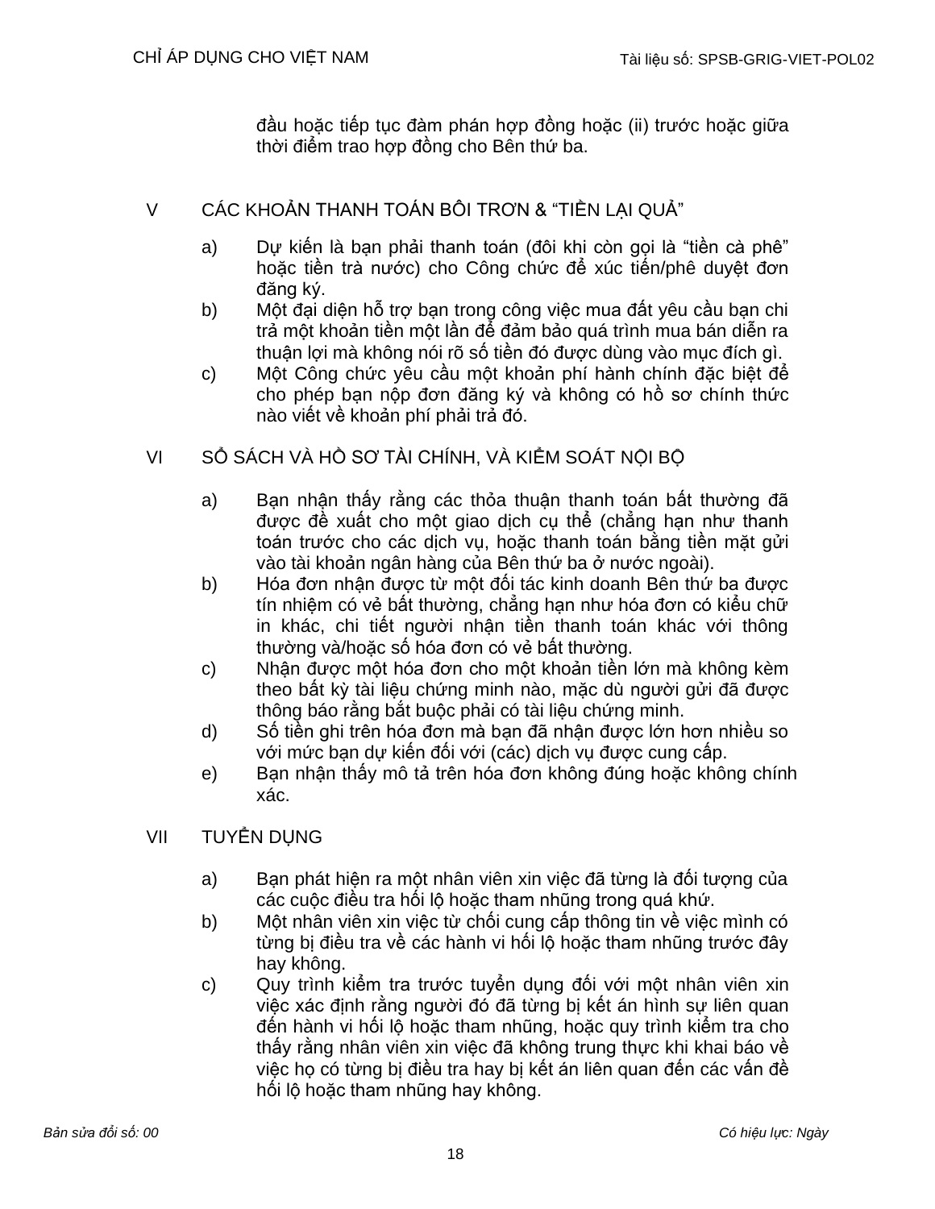đầu hoặc tiếp tục đàm phán hợp đồng hoặc (ii) trước hoặc giữa thời điểm trao hợp đồng cho Bên thứ ba.

## V CÁC KHOẢN THANH TOÁN BÔI TRƠN & "TIỀN LẠI QUẢ"

a) Dự kiến là bạn phải thanh toán (đôi khi còn gọi là "tiền cà phê" hoặc tiền trà nước) cho Công chức để xúc tiến/phê duyệt đơn đăng ký.

b) Một đại diện hỗ trợ bạn trong công việc mua đất yêu cầu bạn chi trả một khoản tiền một lần để đảm bảo quá trình mua bán diễn ra thuận lợi mà không nói rõ số tiền đó được dùng vào mục đích gì.

c) Một Công chức yêu cầu một khoản phí hành chính đặc biệt để cho phép bạn nộp đơn đăng ký và không có hồ sơ chính thức nào viết về khoản phí phải trả đó.

## VI SỔ SÁCH VÀ HỒ SƠ TÀI CHÍNH, VÀ KIỂM SOÁT NỘI BỘ

a) Bạn nhận thấy rằng các thỏa thuận thanh toán bất thường đã được đề xuất cho một giao dịch cụ thể (chẳng hạn như thanh toán trước cho các dịch vụ, hoặc thanh toán bằng tiền mặt gửi vào tài khoản ngân hàng của Bên thứ ba ở nước ngoài).

b) Hóa đơn nhận được từ một đối tác kinh doanh Bên thứ ba được tín nhiệm có vẻ bất thường, chẳng hạn như hóa đơn có kiểu chữ in khác, chi tiết người nhận tiền thanh toán khác với thông thường và/hoặc số hóa đơn có vẻ bất thường.

c) Nhận được một hóa đơn cho một khoản tiền lớn mà không kèm theo bất kỳ tài liệu chứng minh nào, mặc dù người gửi đã được thông báo rằng bắt buộc phải có tài liệu chứng minh.

d) Số tiền ghi trên hóa đơn mà bạn đã nhận được lớn hơn nhiều so với mức bạn dự kiến đối với (các) dịch vụ được cung cấp.

e) Bạn nhận thấy mô tả trên hóa đơn không đúng hoặc không chính xác.

## VII TUYỂN DỤNG

a) Bạn phát hiện ra một nhân viên xin việc đã từng là đối tượng của các cuộc điều tra hối lộ hoặc tham nhũng trong quá khứ.

b) Một nhân viên xin việc từ chối cung cấp thông tin về việc mình có từng bị điều tra về các hành vi hối lộ hoặc tham nhũng trước đây hay không.

c) Quy trình kiểm tra trước tuyển dụng đối với một nhân viên xin việc xác định rằng người đó đã từng bị kết án hình sự liên quan đến hành vi hối lộ hoặc tham nhũng, hoặc quy trình kiểm tra cho thấy rằng nhân viên xin việc đã không trung thực khi khai báo về việc họ có từng bị điều tra hay bị kết án liên quan đến các vấn đề hối lộ hoặc tham nhũng hay không.